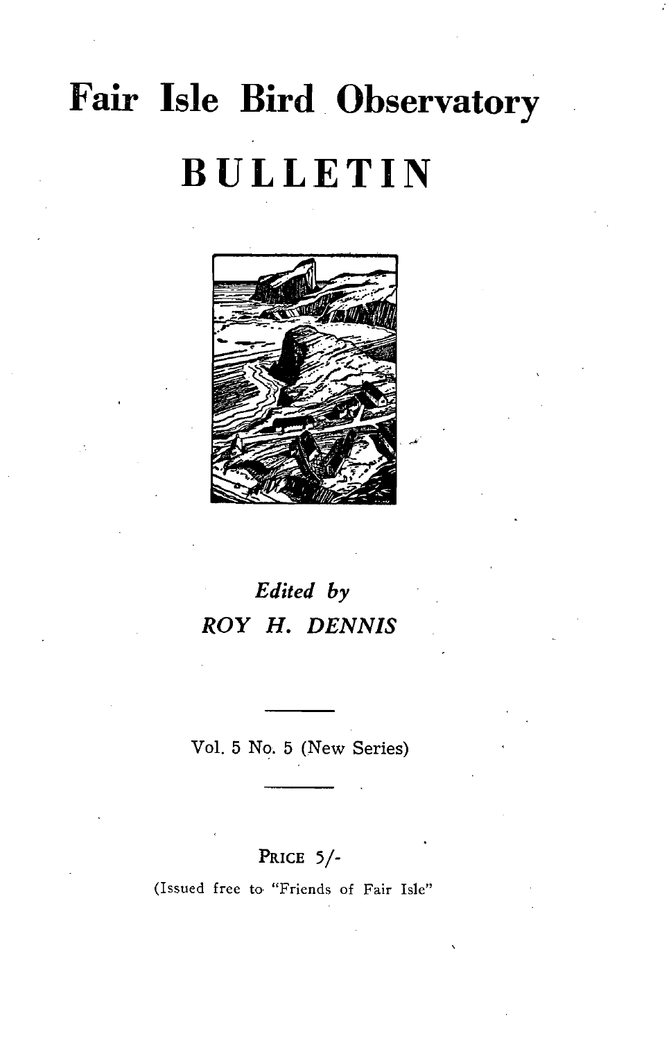# Fair Isle Bird Observatory

# BULLETIN

*Edited by*

*ROY H. DENNIS*

---

Vol. 5 No. 5 (New Series)

---

PRICE 5/-

(Issued free to "Friends of Fair Isle"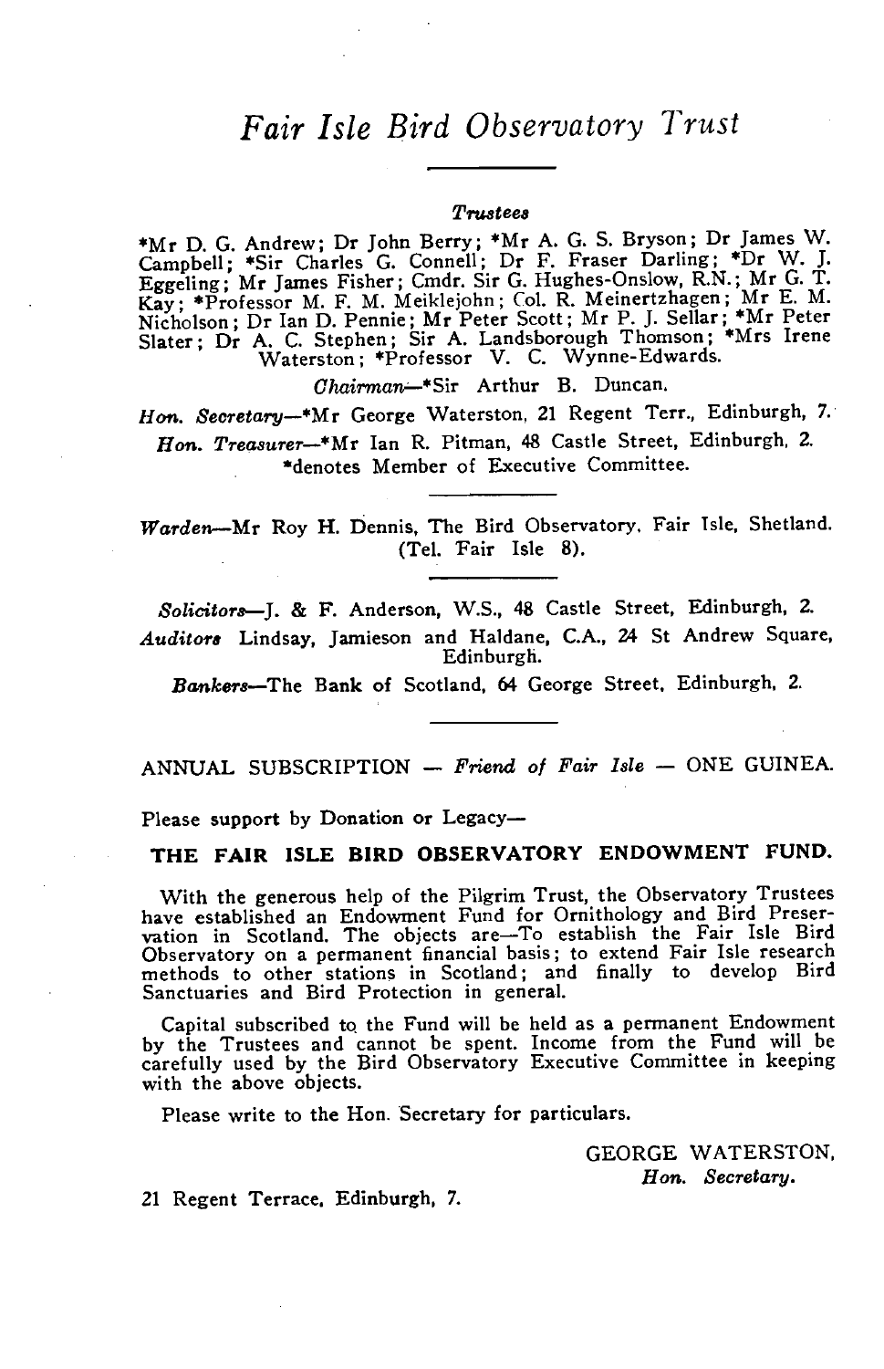# *Fair Isle Bird Observatory Trust*

***Trustees***

*Mr D. G. Andrew; Dr John Berry; *Mr A. G. S. Bryson; Dr James W. Campbell; *Sir Charles G. Connell; Dr F. Fraser Darling; *Dr W. J. Eggeling; Mr James Fisher; Cmdr. Sir G. Hughes-Onslow, R.N.; Mr G. T. Kay; *Professor M. F. M. Meiklejohn; Col. R. Meinertzhagen; Mr E. M. Nicholson; Dr Ian D. Pennie; Mr Peter Scott; Mr P. J. Sellar; *Mr Peter Slater; Dr A. C. Stephen; Sir A. Landsborough Thomson; *Mrs Irene Waterston; *Professor V. C. Wynne-Edwards.

*Chairman*—*Sir Arthur B. Duncan.

*Hon. Secretary*—*Mr George Waterston, 21 Regent Terr., Edinburgh, 7.

*Hon. Treasurer*—*Mr Ian R. Pitman, 48 Castle Street, Edinburgh, 2.

*denotes Member of Executive Committee.

---

*Warden*—Mr Roy H. Dennis, The Bird Observatory, Fair Isle, Shetland. (Tel. Fair Isle 8).

---

*Solicitors*—J. & F. Anderson, W.S., 48 Castle Street, Edinburgh, 2.

*Auditors* Lindsay, Jamieson and Haldane, C.A., 24 St Andrew Square, Edinburgh.

*Bankers*—The Bank of Scotland, 64 George Street, Edinburgh, 2.

---

ANNUAL SUBSCRIPTION — *Friend of Fair Isle* — ONE GUINEA.

Please support by Donation or Legacy—

**THE FAIR ISLE BIRD OBSERVATORY ENDOWMENT FUND.**

With the generous help of the Pilgrim Trust, the Observatory Trustees have established an Endowment Fund for Ornithology and Bird Preservation in Scotland. The objects are—To establish the Fair Isle Bird Observatory on a permanent financial basis; to extend Fair Isle research methods to other stations in Scotland; and finally to develop Bird Sanctuaries and Bird Protection in general.

Capital subscribed to the Fund will be held as a permanent Endowment by the Trustees and cannot be spent. Income from the Fund will be carefully used by the Bird Observatory Executive Committee in keeping with the above objects.

Please write to the Hon. Secretary for particulars.

GEORGE WATERSTON,
*Hon. Secretary.*

21 Regent Terrace, Edinburgh, 7.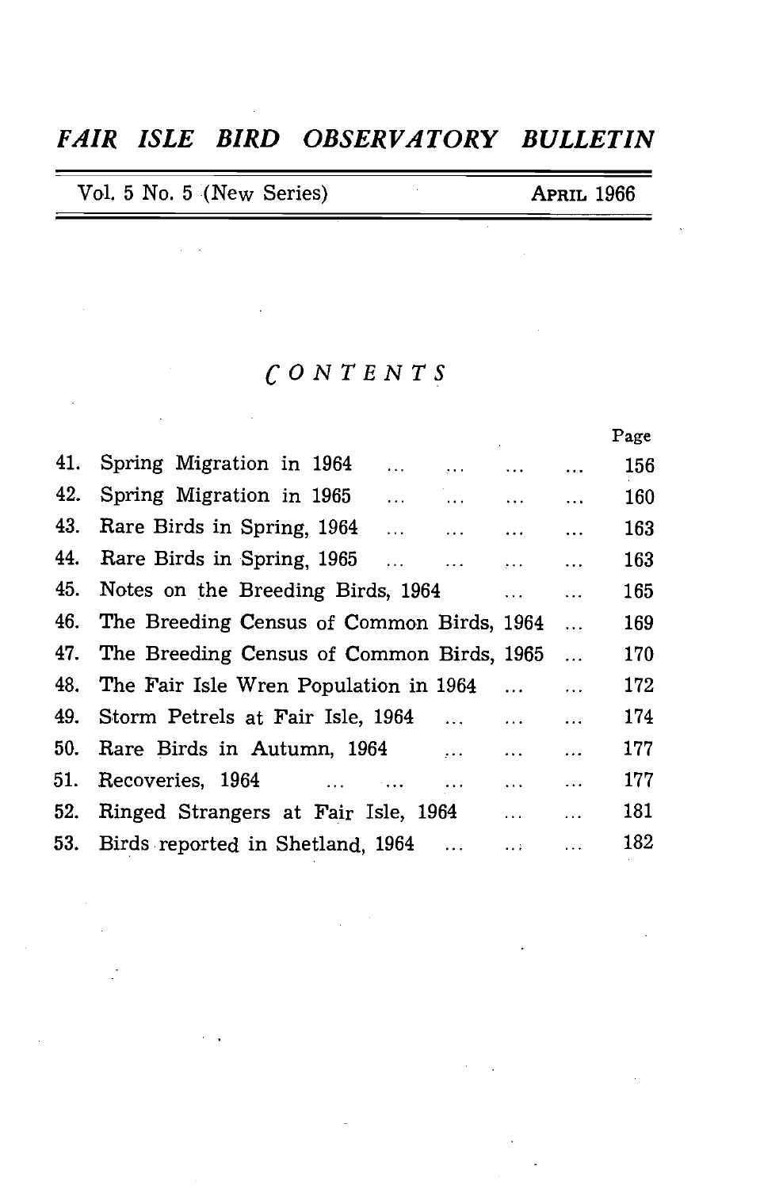# *FAIR ISLE BIRD OBSERVATORY BULLETIN*

Vol. 5 No. 5 (New Series) APRIL 1966

## *CONTENTS*

| | | Page |
|---|---|---|
| 41. | Spring Migration in 1964 ... ... ... ... | 156 |
| 42. | Spring Migration in 1965 ... ... ... ... | 160 |
| 43. | Rare Birds in Spring, 1964 ... ... ... ... | 163 |
| 44. | Rare Birds in Spring, 1965 ... ... ... ... | 163 |
| 45. | Notes on the Breeding Birds, 1964 ... ... | 165 |
| 46. | The Breeding Census of Common Birds, 1964 ... | 169 |
| 47. | The Breeding Census of Common Birds, 1965 ... | 170 |
| 48. | The Fair Isle Wren Population in 1964 ... ... | 172 |
| 49. | Storm Petrels at Fair Isle, 1964 ... ... ... | 174 |
| 50. | Rare Birds in Autumn, 1964 ... ... ... | 177 |
| 51. | Recoveries, 1964 ... ... ... ... ... | 177 |
| 52. | Ringed Strangers at Fair Isle, 1964 ... ... | 181 |
| 53. | Birds reported in Shetland, 1964 ... ... ... | 182 |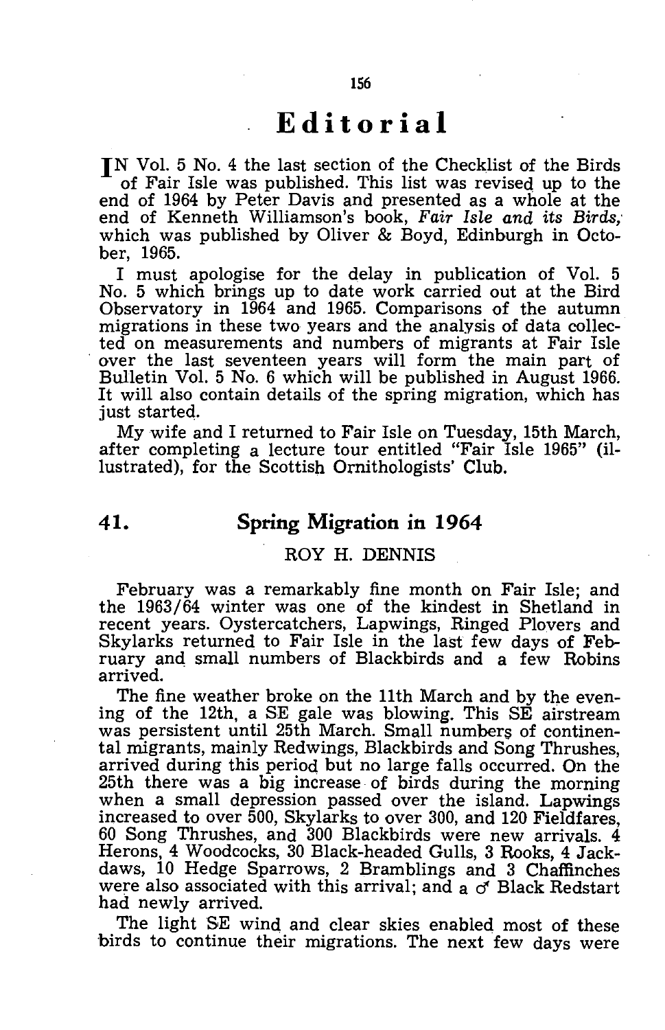# Editorial

IN Vol. 5 No. 4 the last section of the Checklist of the Birds of Fair Isle was published. This list was revised up to the end of 1964 by Peter Davis and presented as a whole at the end of Kenneth Williamson's book, *Fair Isle and its Birds,* which was published by Oliver & Boyd, Edinburgh in October, 1965.

I must apologise for the delay in publication of Vol. 5 No. 5 which brings up to date work carried out at the Bird Observatory in 1964 and 1965. Comparisons of the autumn migrations in these two years and the analysis of data collected on measurements and numbers of migrants at Fair Isle over the last seventeen years will form the main part of Bulletin Vol. 5 No. 6 which will be published in August 1966. It will also contain details of the spring migration, which has just started.

My wife and I returned to Fair Isle on Tuesday, 15th March, after completing a lecture tour entitled "Fair Isle 1965" (illustrated), for the Scottish Ornithologists' Club.

## 41. Spring Migration in 1964

ROY H. DENNIS

February was a remarkably fine month on Fair Isle; and the 1963/64 winter was one of the kindest in Shetland in recent years. Oystercatchers, Lapwings, Ringed Plovers and Skylarks returned to Fair Isle in the last few days of February and small numbers of Blackbirds and a few Robins arrived.

The fine weather broke on the 11th March and by the evening of the 12th, a SE gale was blowing. This SE airstream was persistent until 25th March. Small numbers of continental migrants, mainly Redwings, Blackbirds and Song Thrushes, arrived during this period but no large falls occurred. On the 25th there was a big increase of birds during the morning when a small depression passed over the island. Lapwings increased to over 500, Skylarks to over 300, and 120 Fieldfares, 60 Song Thrushes, and 300 Blackbirds were new arrivals. 4 Herons, 4 Woodcocks, 30 Black-headed Gulls, 3 Rooks, 4 Jackdaws, 10 Hedge Sparrows, 2 Bramblings and 3 Chaffinches were also associated with this arrival; and a ♂ Black Redstart had newly arrived.

The light SE wind and clear skies enabled most of these birds to continue their migrations. The next few days were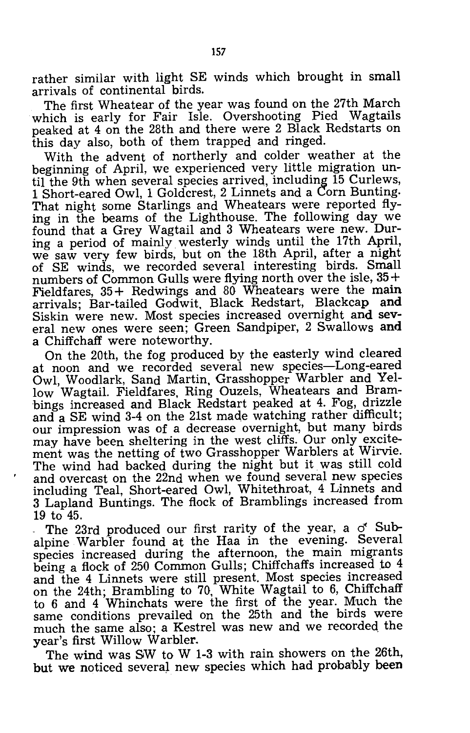rather similar with light SE winds which brought in small arrivals of continental birds.

The first Wheatear of the year was found on the 27th March which is early for Fair Isle. Overshooting Pied Wagtails peaked at 4 on the 28th and there were 2 Black Redstarts on this day also, both of them trapped and ringed.

With the advent of northerly and colder weather at the beginning of April, we experienced very little migration until the 9th when several species arrived, including 15 Curlews, 1 Short-eared Owl, 1 Goldcrest, 2 Linnets and a Corn Bunting. That night some Starlings and Wheatears were reported flying in the beams of the Lighthouse. The following day we found that a Grey Wagtail and 3 Wheatears were new. During a period of mainly westerly winds until the 17th April, we saw very few birds, but on the 18th April, after a night of SE winds, we recorded several interesting birds. Small numbers of Common Gulls were flying north over the isle, 35+ Fieldfares, 35+ Redwings and 80 Wheatears were the main arrivals; Bar-tailed Godwit, Black Redstart, Blackcap and Siskin were new. Most species increased overnight and several new ones were seen; Green Sandpiper, 2 Swallows and a Chiffchaff were noteworthy.

On the 20th, the fog produced by the easterly wind cleared at noon and we recorded several new species—Long-eared Owl, Woodlark, Sand Martin, Grasshopper Warbler and Yellow Wagtail. Fieldfares, Ring Ouzels, Wheatears and Bramblings increased and Black Redstart peaked at 4. Fog, drizzle and a SE wind 3-4 on the 21st made watching rather difficult; our impression was of a decrease overnight, but many birds may have been sheltering in the west cliffs. Our only excitement was the netting of two Grasshopper Warblers at Wirvie. The wind had backed during the night but it was still cold and overcast on the 22nd when we found several new species including Teal, Short-eared Owl, Whitethroat, 4 Linnets and 3 Lapland Buntings. The flock of Bramblings increased from 19 to 45.

The 23rd produced our first rarity of the year, a ♂ Subalpine Warbler found at the Haa in the evening. Several species increased during the afternoon, the main migrants being a flock of 250 Common Gulls; Chiffchaffs increased to 4 and the 4 Linnets were still present. Most species increased on the 24th; Brambling to 70, White Wagtail to 6, Chiffchaff to 6 and 4 Whinchats were the first of the year. Much the same conditions prevailed on the 25th and the birds were much the same also; a Kestrel was new and we recorded the year's first Willow Warbler.

The wind was SW to W 1-3 with rain showers on the 26th, but we noticed several new species which had probably been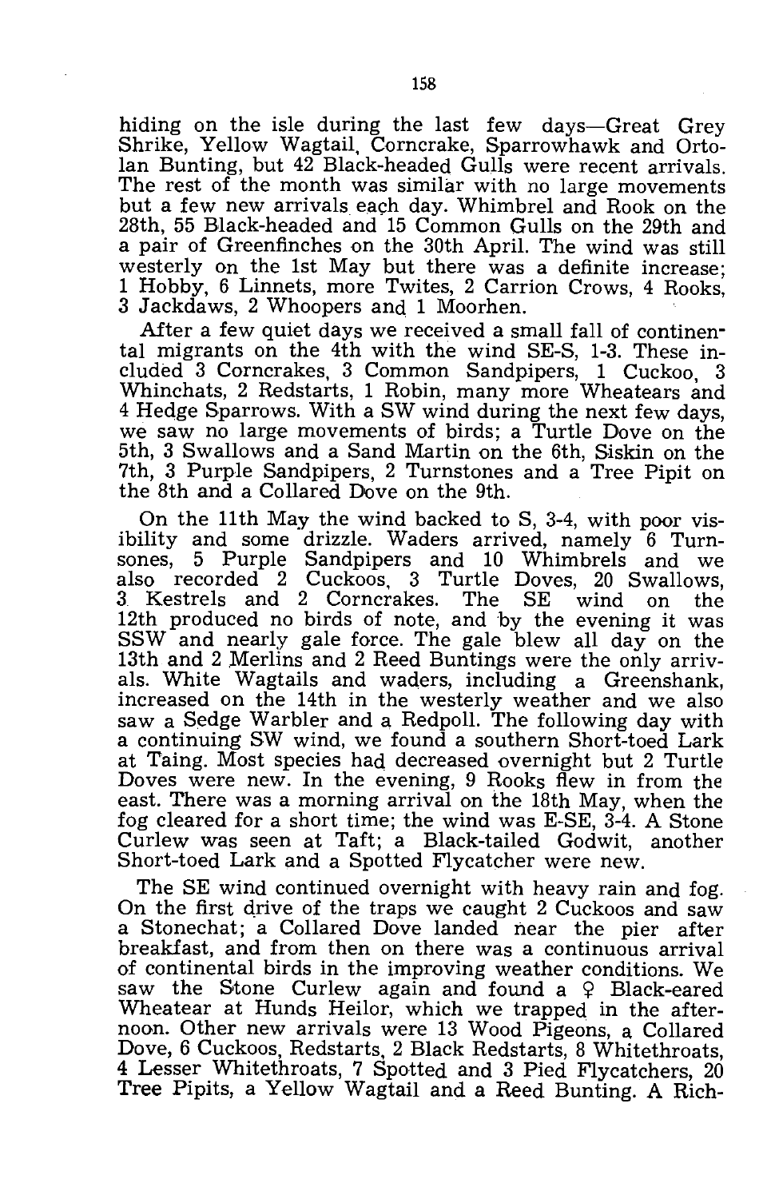hiding on the isle during the last few days—Great Grey Shrike, Yellow Wagtail, Corncrake, Sparrowhawk and Ortolan Bunting, but 42 Black-headed Gulls were recent arrivals. The rest of the month was similar with no large movements but a few new arrivals each day. Whimbrel and Rook on the 28th, 55 Black-headed and 15 Common Gulls on the 29th and a pair of Greenfinches on the 30th April. The wind was still westerly on the 1st May but there was a definite increase; 1 Hobby, 6 Linnets, more Twites, 2 Carrion Crows, 4 Rooks, 3 Jackdaws, 2 Whoopers and 1 Moorhen.

After a few quiet days we received a small fall of continental migrants on the 4th with the wind SE-S, 1-3. These included 3 Corncrakes, 3 Common Sandpipers, 1 Cuckoo, 3 Whinchats, 2 Redstarts, 1 Robin, many more Wheatears and 4 Hedge Sparrows. With a SW wind during the next few days, we saw no large movements of birds; a Turtle Dove on the 5th, 3 Swallows and a Sand Martin on the 6th, Siskin on the 7th, 3 Purple Sandpipers, 2 Turnstones and a Tree Pipit on the 8th and a Collared Dove on the 9th.

On the 11th May the wind backed to S, 3-4, with poor visibility and some drizzle. Waders arrived, namely 6 Turnsones, 5 Purple Sandpipers and 10 Whimbrels and we also recorded 2 Cuckoos, 3 Turtle Doves, 20 Swallows, 3 Kestrels and 2 Corncrakes. The SE wind on the 12th produced no birds of note, and by the evening it was SSW and nearly gale force. The gale blew all day on the 13th and 2 Merlins and 2 Reed Buntings were the only arrivals. White Wagtails and waders, including a Greenshank, increased on the 14th in the westerly weather and we also saw a Sedge Warbler and a Redpoll. The following day with a continuing SW wind, we found a southern Short-toed Lark at Taing. Most species had decreased overnight but 2 Turtle Doves were new. In the evening, 9 Rooks flew in from the east. There was a morning arrival on the 18th May, when the fog cleared for a short time; the wind was E-SE, 3-4. A Stone Curlew was seen at Taft; a Black-tailed Godwit, another Short-toed Lark and a Spotted Flycatcher were new.

The SE wind continued overnight with heavy rain and fog. On the first drive of the traps we caught 2 Cuckoos and saw a Stonechat; a Collared Dove landed near the pier after breakfast, and from then on there was a continuous arrival of continental birds in the improving weather conditions. We saw the Stone Curlew again and found a ♀ Black-eared Wheatear at Hunds Heilor, which we trapped in the afternoon. Other new arrivals were 13 Wood Pigeons, a Collared Dove, 6 Cuckoos, Redstarts, 2 Black Redstarts, 8 Whitethroats, 4 Lesser Whitethroats, 7 Spotted and 3 Pied Flycatchers, 20 Tree Pipits, a Yellow Wagtail and a Reed Bunting. A Rich-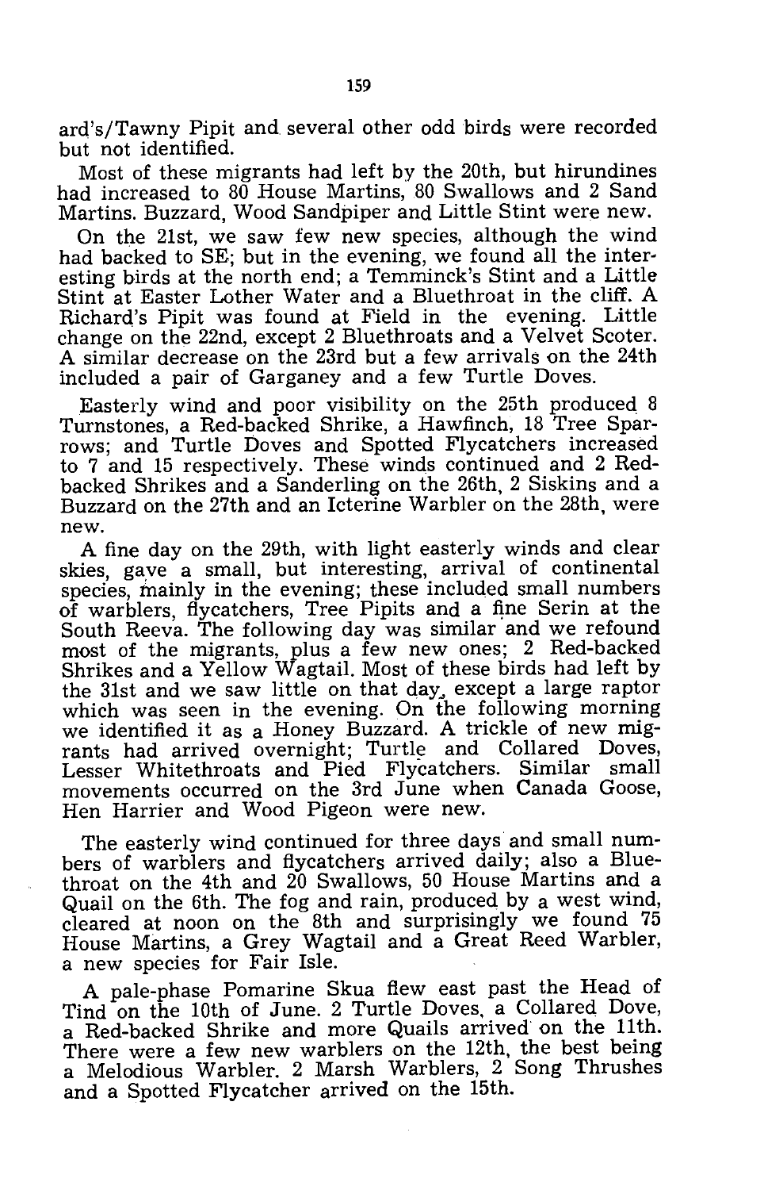ard's/Tawny Pipit and several other odd birds were recorded but not identified.

Most of these migrants had left by the 20th, but hirundines had increased to 80 House Martins, 80 Swallows and 2 Sand Martins. Buzzard, Wood Sandpiper and Little Stint were new.

On the 21st, we saw few new species, although the wind had backed to SE; but in the evening, we found all the interesting birds at the north end; a Temminck's Stint and a Little Stint at Easter Lother Water and a Bluethroat in the cliff. A Richard's Pipit was found at Field in the evening. Little change on the 22nd, except 2 Bluethroats and a Velvet Scoter. A similar decrease on the 23rd but a few arrivals on the 24th included a pair of Garganey and a few Turtle Doves.

Easterly wind and poor visibility on the 25th produced 8 Turnstones, a Red-backed Shrike, a Hawfinch, 18 Tree Sparrows; and Turtle Doves and Spotted Flycatchers increased to 7 and 15 respectively. These winds continued and 2 Red-backed Shrikes and a Sanderling on the 26th, 2 Siskins and a Buzzard on the 27th and an Icterine Warbler on the 28th, were new.

A fine day on the 29th, with light easterly winds and clear skies, gave a small, but interesting, arrival of continental species, mainly in the evening; these included small numbers of warblers, flycatchers, Tree Pipits and a fine Serin at the South Reeva. The following day was similar and we refound most of the migrants, plus a few new ones; 2 Red-backed Shrikes and a Yellow Wagtail. Most of these birds had left by the 31st and we saw little on that day, except a large raptor which was seen in the evening. On the following morning we identified it as a Honey Buzzard. A trickle of new migrants had arrived overnight; Turtle and Collared Doves, Lesser Whitethroats and Pied Flycatchers. Similar small movements occurred on the 3rd June when Canada Goose, Hen Harrier and Wood Pigeon were new.

The easterly wind continued for three days and small numbers of warblers and flycatchers arrived daily; also a Bluethroat on the 4th and 20 Swallows, 50 House Martins and a Quail on the 6th. The fog and rain, produced by a west wind, cleared at noon on the 8th and surprisingly we found 75 House Martins, a Grey Wagtail and a Great Reed Warbler, a new species for Fair Isle.

A pale-phase Pomarine Skua flew east past the Head of Tind on the 10th of June. 2 Turtle Doves, a Collared Dove, a Red-backed Shrike and more Quails arrived on the 11th. There were a few new warblers on the 12th, the best being a Melodious Warbler. 2 Marsh Warblers, 2 Song Thrushes and a Spotted Flycatcher arrived on the 15th.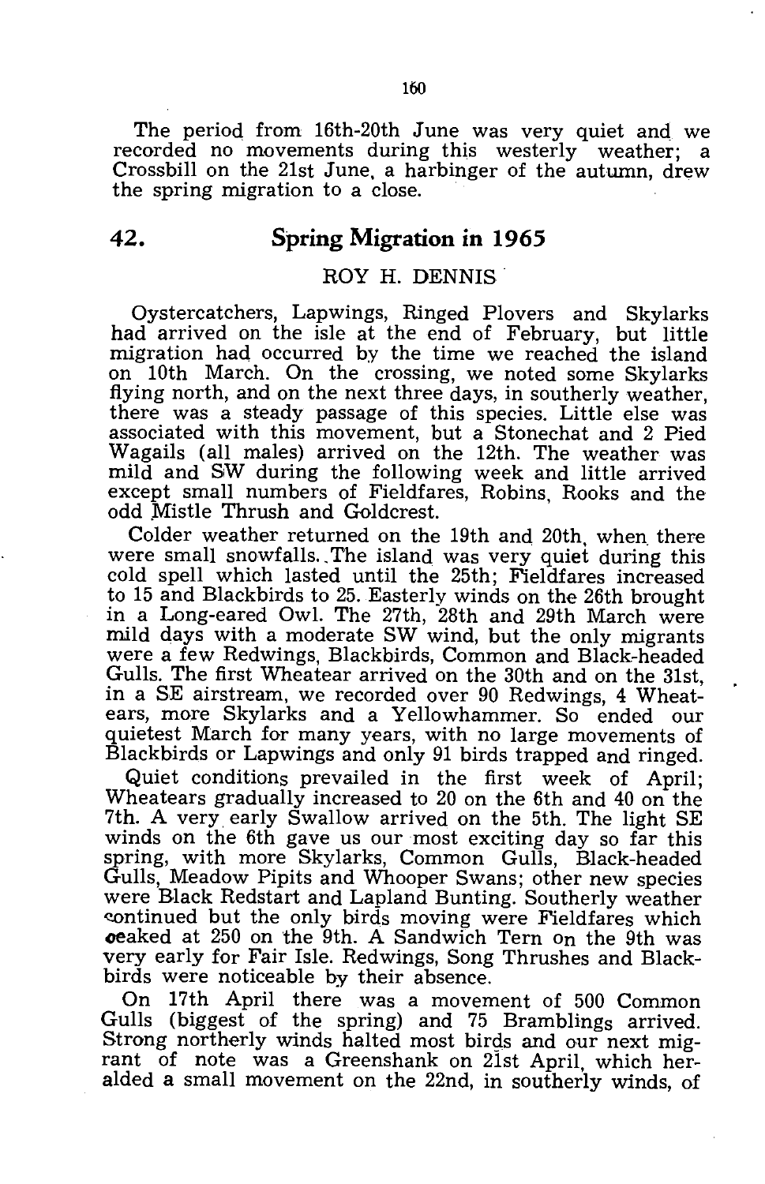The period from 16th-20th June was very quiet and we recorded no movements during this westerly weather; a Crossbill on the 21st June, a harbinger of the autumn, drew the spring migration to a close.

## 42. Spring Migration in 1965

ROY H. DENNIS

Oystercatchers, Lapwings, Ringed Plovers and Skylarks had arrived on the isle at the end of February, but little migration had occurred by the time we reached the island on 10th March. On the crossing, we noted some Skylarks flying north, and on the next three days, in southerly weather, there was a steady passage of this species. Little else was associated with this movement, but a Stonechat and 2 Pied Wagails (all males) arrived on the 12th. The weather was mild and SW during the following week and little arrived except small numbers of Fieldfares, Robins, Rooks and the odd Mistle Thrush and Goldcrest.

Colder weather returned on the 19th and 20th, when there were small snowfalls. The island was very quiet during this cold spell which lasted until the 25th; Fieldfares increased to 15 and Blackbirds to 25. Easterly winds on the 26th brought in a Long-eared Owl. The 27th, 28th and 29th March were mild days with a moderate SW wind, but the only migrants were a few Redwings, Blackbirds, Common and Black-headed Gulls. The first Wheatear arrived on the 30th and on the 31st, in a SE airstream, we recorded over 90 Redwings, 4 Wheatears, more Skylarks and a Yellowhammer. So ended our quietest March for many years, with no large movements of Blackbirds or Lapwings and only 91 birds trapped and ringed.

Quiet conditions prevailed in the first week of April; Wheatears gradually increased to 20 on the 6th and 40 on the 7th. A very early Swallow arrived on the 5th. The light SE winds on the 6th gave us our most exciting day so far this spring, with more Skylarks, Common Gulls, Black-headed Gulls, Meadow Pipits and Whooper Swans; other new species were Black Redstart and Lapland Bunting. Southerly weather continued but the only birds moving were Fieldfares which peaked at 250 on the 9th. A Sandwich Tern on the 9th was very early for Fair Isle. Redwings, Song Thrushes and Blackbirds were noticeable by their absence.

On 17th April there was a movement of 500 Common Gulls (biggest of the spring) and 75 Bramblings arrived. Strong northerly winds halted most birds and our next migrant of note was a Greenshank on 21st April, which heralded a small movement on the 22nd, in southerly winds, of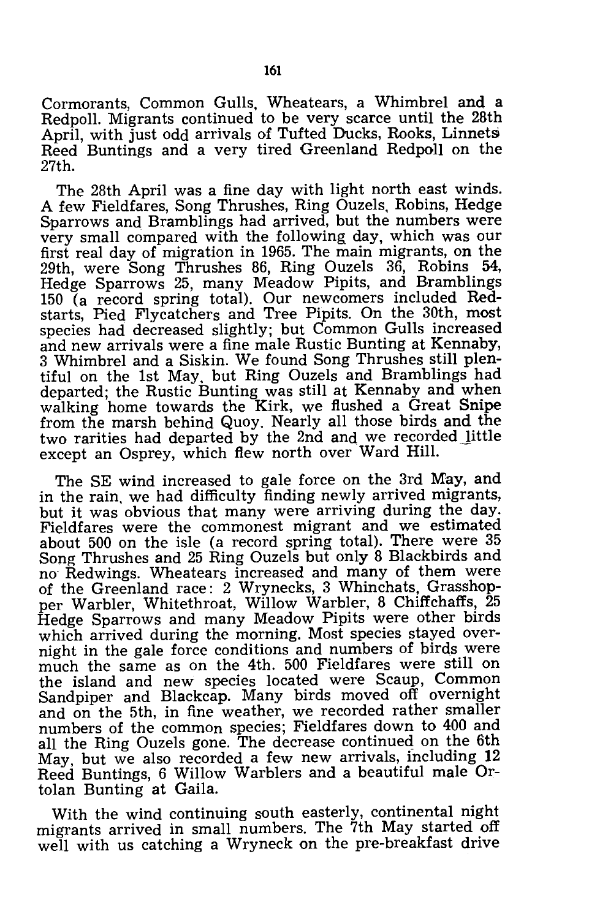Cormorants, Common Gulls, Wheatears, a Whimbrel and a Redpoll. Migrants continued to be very scarce until the 28th April, with just odd arrivals of Tufted Ducks, Rooks, Linnets Reed Buntings and a very tired Greenland Redpoll on the 27th.

The 28th April was a fine day with light north east winds. A few Fieldfares, Song Thrushes, Ring Ouzels, Robins, Hedge Sparrows and Bramblings had arrived, but the numbers were very small compared with the following day, which was our first real day of migration in 1965. The main migrants, on the 29th, were Song Thrushes 86, Ring Ouzels 36, Robins 54, Hedge Sparrows 25, many Meadow Pipits, and Bramblings 150 (a record spring total). Our newcomers included Redstarts, Pied Flycatchers and Tree Pipits. On the 30th, most species had decreased slightly; but Common Gulls increased and new arrivals were a fine male Rustic Bunting at Kennaby, 3 Whimbrel and a Siskin. We found Song Thrushes still plentiful on the 1st May, but Ring Ouzels and Bramblings had departed; the Rustic Bunting was still at Kennaby and when walking home towards the Kirk, we flushed a Great Snipe from the marsh behind Quoy. Nearly all those birds and the two rarities had departed by the 2nd and we recorded little except an Osprey, which flew north over Ward Hill.

The SE wind increased to gale force on the 3rd May, and in the rain, we had difficulty finding newly arrived migrants, but it was obvious that many were arriving during the day. Fieldfares were the commonest migrant and we estimated about 500 on the isle (a record spring total). There were 35 Song Thrushes and 25 Ring Ouzels but only 8 Blackbirds and no Redwings. Wheatears increased and many of them were of the Greenland race: 2 Wrynecks, 3 Whinchats, Grasshopper Warbler, Whitethroat, Willow Warbler, 8 Chiffchaffs, 25 Hedge Sparrows and many Meadow Pipits were other birds which arrived during the morning. Most species stayed overnight in the gale force conditions and numbers of birds were much the same as on the 4th. 500 Fieldfares were still on the island and new species located were Scaup, Common Sandpiper and Blackcap. Many birds moved off overnight and on the 5th, in fine weather, we recorded rather smaller numbers of the common species; Fieldfares down to 400 and all the Ring Ouzels gone. The decrease continued on the 6th May, but we also recorded a few new arrivals, including 12 Reed Buntings, 6 Willow Warblers and a beautiful male Ortolan Bunting at Gaila.

With the wind continuing south easterly, continental night migrants arrived in small numbers. The 7th May started off well with us catching a Wryneck on the pre-breakfast drive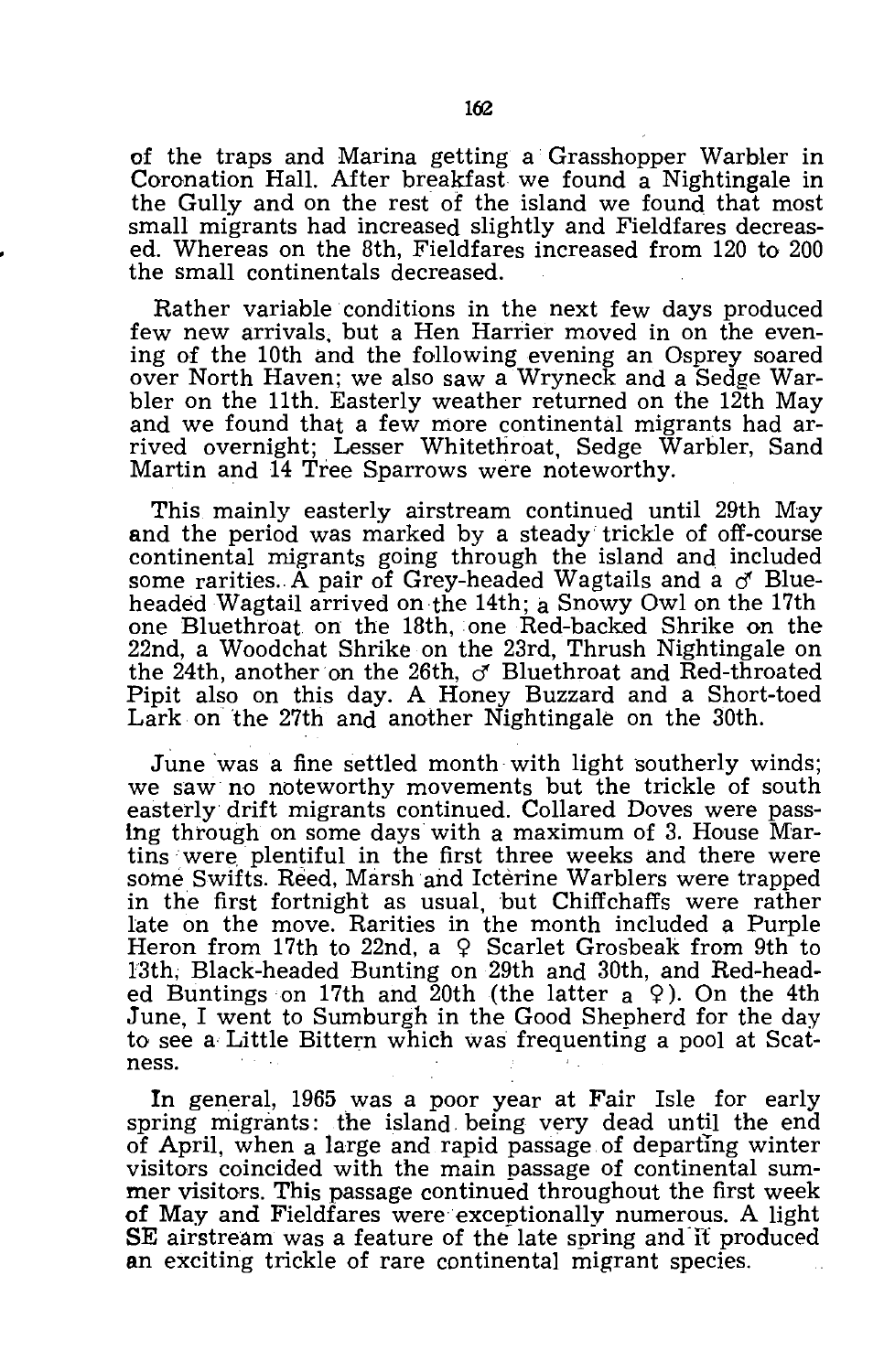of the traps and Marina getting a Grasshopper Warbler in Coronation Hall. After breakfast we found a Nightingale in the Gully and on the rest of the island we found that most small migrants had increased slightly and Fieldfares decreased. Whereas on the 8th, Fieldfares increased from 120 to 200 the small continentals decreased.

Rather variable conditions in the next few days produced few new arrivals, but a Hen Harrier moved in on the evening of the 10th and the following evening an Osprey soared over North Haven; we also saw a Wryneck and a Sedge Warbler on the 11th. Easterly weather returned on the 12th May and we found that a few more continental migrants had arrived overnight; Lesser Whitethroat, Sedge Warbler, Sand Martin and 14 Tree Sparrows were noteworthy.

This mainly easterly airstream continued until 29th May and the period was marked by a steady trickle of off-course continental migrants going through the island and included some rarities. A pair of Grey-headed Wagtails and a ♂ Blue-headed Wagtail arrived on the 14th; a Snowy Owl on the 17th one Bluethroat on the 18th, one Red-backed Shrike on the 22nd, a Woodchat Shrike on the 23rd, Thrush Nightingale on the 24th, another on the 26th, ♂ Bluethroat and Red-throated Pipit also on this day. A Honey Buzzard and a Short-toed Lark on the 27th and another Nightingale on the 30th.

June was a fine settled month with light southerly winds; we saw no noteworthy movements but the trickle of south easterly drift migrants continued. Collared Doves were passing through on some days with a maximum of 3. House Martins were plentiful in the first three weeks and there were some Swifts. Reed, Marsh and Icterine Warblers were trapped in the first fortnight as usual, but Chiffchaffs were rather late on the move. Rarities in the month included a Purple Heron from 17th to 22nd, a ♀ Scarlet Grosbeak from 9th to 13th, Black-headed Bunting on 29th and 30th, and Red-headed Buntings on 17th and 20th (the latter a ♀). On the 4th June, I went to Sumburgh in the Good Shepherd for the day to see a Little Bittern which was frequenting a pool at Scatness.

In general, 1965 was a poor year at Fair Isle for early spring migrants: the island being very dead until the end of April, when a large and rapid passage of departing winter visitors coincided with the main passage of continental summer visitors. This passage continued throughout the first week of May and Fieldfares were exceptionally numerous. A light SE airstream was a feature of the late spring and it produced an exciting trickle of rare continental migrant species.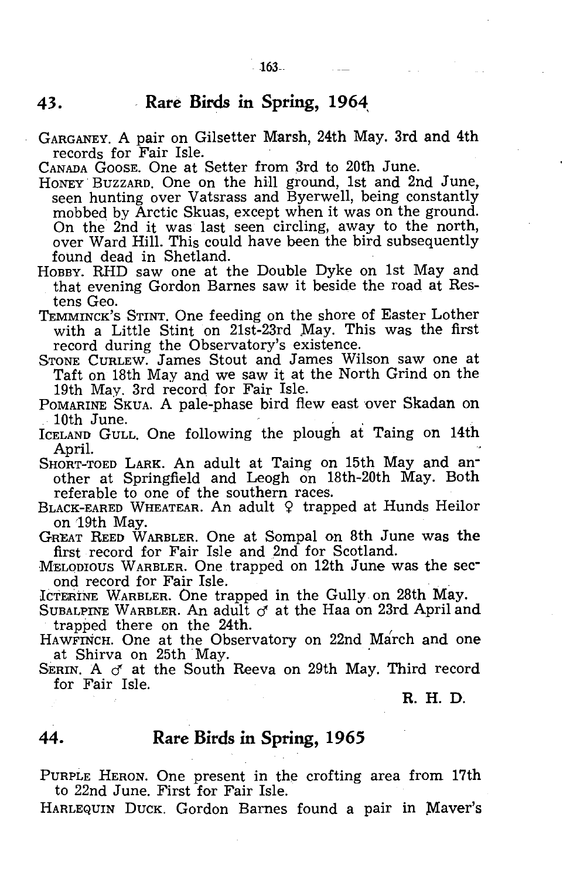## 43. Rare Birds in Spring, 1964

GARGANEY. A pair on Gilsetter Marsh, 24th May. 3rd and 4th records for Fair Isle.

CANADA GOOSE. One at Setter from 3rd to 20th June.

HONEY BUZZARD. One on the hill ground, 1st and 2nd June, seen hunting over Vatsrass and Byerwell, being constantly mobbed by Arctic Skuas, except when it was on the ground. On the 2nd it was last seen circling, away to the north, over Ward Hill. This could have been the bird subsequently found dead in Shetland.

HOBBY. RHD saw one at the Double Dyke on 1st May and that evening Gordon Barnes saw it beside the road at Restens Geo.

TEMMINCK'S STINT. One feeding on the shore of Easter Lother with a Little Stint on 21st-23rd May. This was the first record during the Observatory's existence.

STONE CURLEW. James Stout and James Wilson saw one at Taft on 18th May and we saw it at the North Grind on the 19th May. 3rd record for Fair Isle.

POMARINE SKUA. A pale-phase bird flew east over Skadan on 10th June.

ICELAND GULL. One following the plough at Taing on 14th April.

SHORT-TOED LARK. An adult at Taing on 15th May and another at Springfield and Leogh on 18th-20th May. Both referable to one of the southern races.

BLACK-EARED WHEATEAR. An adult ♀ trapped at Hunds Heilor on 19th May.

GREAT REED WARBLER. One at Sompal on 8th June was the first record for Fair Isle and 2nd for Scotland.

MELODIOUS WARBLER. One trapped on 12th June was the second record for Fair Isle.

ICTERINE WARBLER. One trapped in the Gully on 28th May.

SUBALPINE WARBLER. An adult ♂ at the Haa on 23rd April and trapped there on the 24th.

HAWFINCH. One at the Observatory on 22nd March and one at Shirva on 25th May.

SERIN. A ♂ at the South Reeva on 29th May. Third record for Fair Isle.

R. H. D.

## 44. Rare Birds in Spring, 1965

PURPLE HERON. One present in the crofting area from 17th to 22nd June. First for Fair Isle.

HARLEQUIN DUCK. Gordon Barnes found a pair in Maver's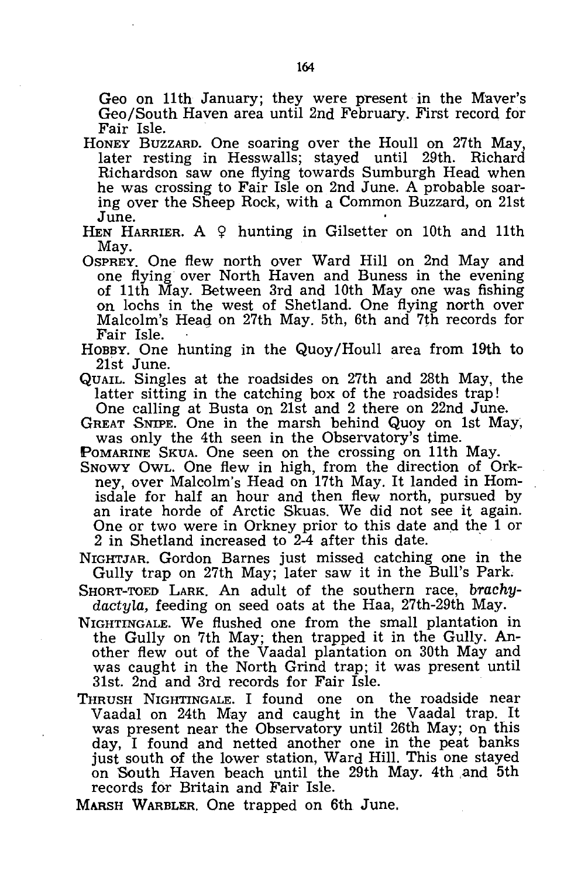Geo on 11th January; they were present in the Maver's Geo/South Haven area until 2nd February. First record for Fair Isle.

HONEY BUZZARD. One soaring over the Houll on 27th May, later resting in Hesswalls; stayed until 29th. Richard Richardson saw one flying towards Sumburgh Head when he was crossing to Fair Isle on 2nd June. A probable soaring over the Sheep Rock, with a Common Buzzard, on 21st June.

HEN HARRIER. A ♀ hunting in Gilsetter on 10th and 11th May.

OSPREY. One flew north over Ward Hill on 2nd May and one flying over North Haven and Buness in the evening of 11th May. Between 3rd and 10th May one was fishing on lochs in the west of Shetland. One flying north over Malcolm's Head on 27th May. 5th, 6th and 7th records for Fair Isle.

HOBBY. One hunting in the Quoy/Houll area from 19th to 21st June.

QUAIL. Singles at the roadsides on 27th and 28th May, the latter sitting in the catching box of the roadsides trap! One calling at Busta on 21st and 2 there on 22nd June.

GREAT SNIPE. One in the marsh behind Quoy on 1st May, was only the 4th seen in the Observatory's time.

POMARINE SKUA. One seen on the crossing on 11th May.

SNOWY OWL. One flew in high, from the direction of Orkney, over Malcolm's Head on 17th May. It landed in Homisdale for half an hour and then flew north, pursued by an irate horde of Arctic Skuas. We did not see it again. One or two were in Orkney prior to this date and the 1 or 2 in Shetland increased to 2-4 after this date.

NIGHTJAR. Gordon Barnes just missed catching one in the Gully trap on 27th May; later saw it in the Bull's Park.

SHORT-TOED LARK. An adult of the southern race, *brachydactyla,* feeding on seed oats at the Haa, 27th-29th May.

NIGHTINGALE. We flushed one from the small plantation in the Gully on 7th May; then trapped it in the Gully. Another flew out of the Vaadal plantation on 30th May and was caught in the North Grind trap; it was present until 31st. 2nd and 3rd records for Fair Isle.

THRUSH NIGHTINGALE. I found one on the roadside near Vaadal on 24th May and caught in the Vaadal trap. It was present near the Observatory until 26th May; on this day, I found and netted another one in the peat banks just south of the lower station, Ward Hill. This one stayed on South Haven beach until the 29th May. 4th and 5th records for Britain and Fair Isle.

MARSH WARBLER. One trapped on 6th June.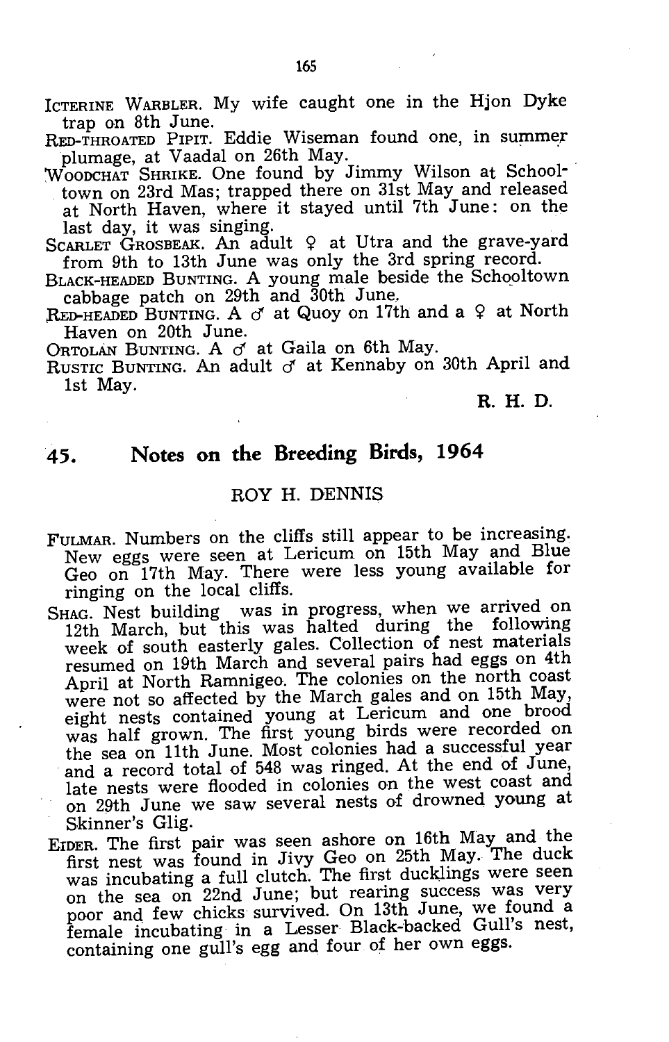ICTERINE WARBLER. My wife caught one in the Hjon Dyke trap on 8th June.

RED-THROATED PIPIT. Eddie Wiseman found one, in summer plumage, at Vaadal on 26th May.

WOODCHAT SHRIKE. One found by Jimmy Wilson at Schooltown on 23rd Mas; trapped there on 31st May and released at North Haven, where it stayed until 7th June: on the last day, it was singing.

SCARLET GROSBEAK. An adult ♀ at Utra and the grave-yard from 9th to 13th June was only the 3rd spring record.

BLACK-HEADED BUNTING. A young male beside the Schooltown cabbage patch on 29th and 30th June.

RED-HEADED BUNTING. A ♂ at Quoy on 17th and a ♀ at North Haven on 20th June.

ORTOLAN BUNTING. A ♂ at Gaila on 6th May.

RUSTIC BUNTING. An adult ♂ at Kennaby on 30th April and 1st May.

R. H. D.

## 45. Notes on the Breeding Birds, 1964

ROY H. DENNIS

FULMAR. Numbers on the cliffs still appear to be increasing. New eggs were seen at Lericum on 15th May and Blue Geo on 17th May. There were less young available for ringing on the local cliffs.

SHAG. Nest building was in progress, when we arrived on 12th March, but this was halted during the following week of south easterly gales. Collection of nest materials resumed on 19th March and several pairs had eggs on 4th April at North Ramnigeo. The colonies on the north coast were not so affected by the March gales and on 15th May, eight nests contained young at Lericum and one brood was half grown. The first young birds were recorded on the sea on 11th June. Most colonies had a successful year and a record total of 548 was ringed. At the end of June, late nests were flooded in colonies on the west coast and on 29th June we saw several nests of drowned young at Skinner's Glig.

EIDER. The first pair was seen ashore on 16th May and the first nest was found in Jivy Geo on 25th May. The duck was incubating a full clutch. The first ducklings were seen on the sea on 22nd June; but rearing success was very poor and few chicks survived. On 13th June, we found a female incubating in a Lesser Black-backed Gull's nest, containing one gull's egg and four of her own eggs.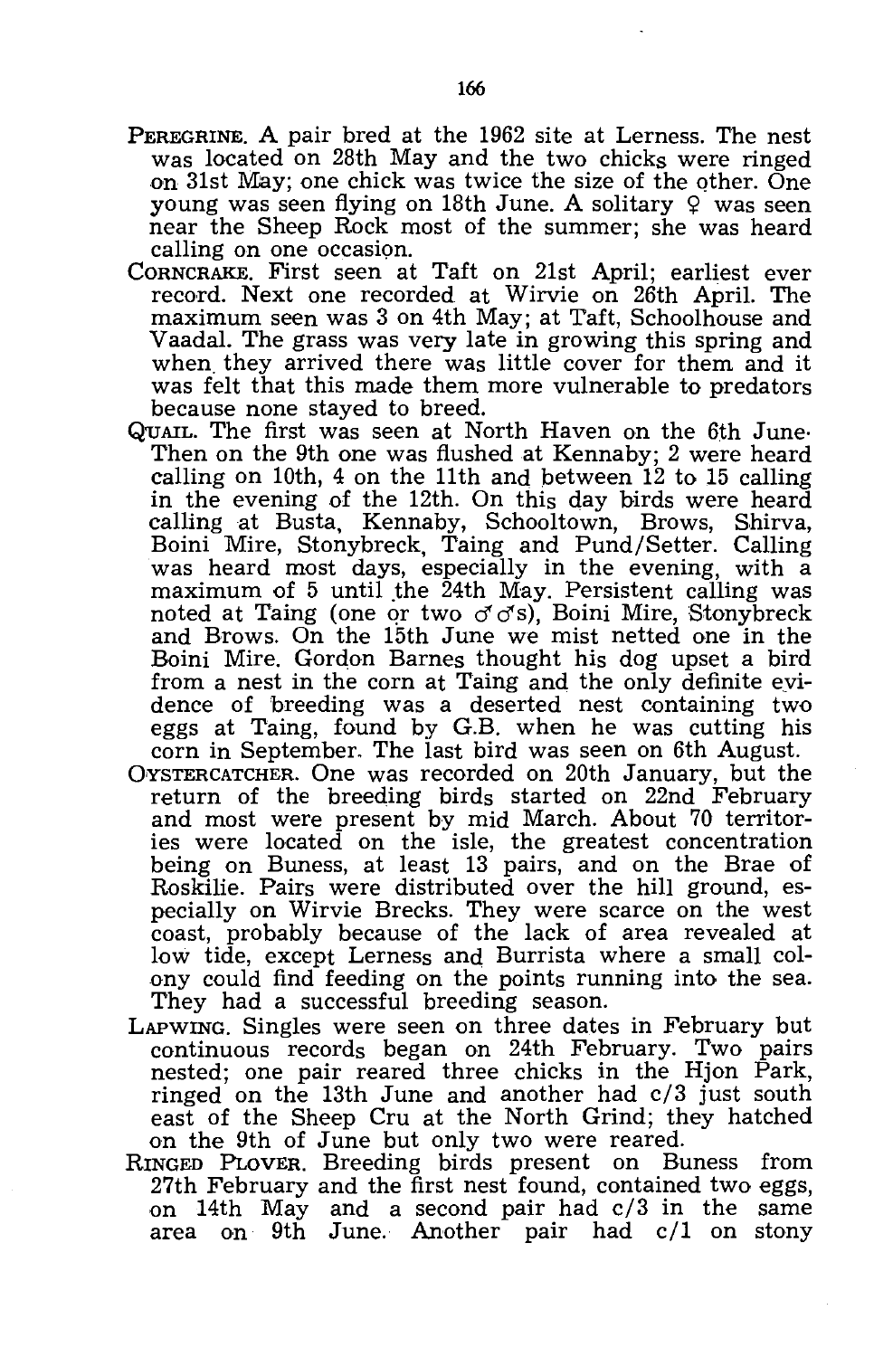PEREGRINE. A pair bred at the 1962 site at Lerness. The nest was located on 28th May and the two chicks were ringed on 31st May; one chick was twice the size of the other. One young was seen flying on 18th June. A solitary ♀ was seen near the Sheep Rock most of the summer; she was heard calling on one occasion.

CORNCRAKE. First seen at Taft on 21st April; earliest ever record. Next one recorded at Wirvie on 26th April. The maximum seen was 3 on 4th May; at Taft, Schoolhouse and Vaadal. The grass was very late in growing this spring and when they arrived there was little cover for them and it was felt that this made them more vulnerable to predators because none stayed to breed.

QUAIL. The first was seen at North Haven on the 6th June. Then on the 9th one was flushed at Kennaby; 2 were heard calling on 10th, 4 on the 11th and between 12 to 15 calling in the evening of the 12th. On this day birds were heard calling at Busta, Kennaby, Schooltown, Brows, Shirva, Boini Mire, Stonybreck, Taing and Pund/Setter. Calling was heard most days, especially in the evening, with a maximum of 5 until the 24th May. Persistent calling was noted at Taing (one or two ♂♂s), Boini Mire, Stonybreck and Brows. On the 15th June we mist netted one in the Boini Mire. Gordon Barnes thought his dog upset a bird from a nest in the corn at Taing and the only definite evidence of breeding was a deserted nest containing two eggs at Taing, found by G.B. when he was cutting his corn in September. The last bird was seen on 6th August.

OYSTERCATCHER. One was recorded on 20th January, but the return of the breeding birds started on 22nd February and most were present by mid March. About 70 territories were located on the isle, the greatest concentration being on Buness, at least 13 pairs, and on the Brae of Roskilie. Pairs were distributed over the hill ground, especially on Wirvie Brecks. They were scarce on the west coast, probably because of the lack of area revealed at low tide, except Lerness and Burrista where a small colony could find feeding on the points running into the sea. They had a successful breeding season.

LAPWING. Singles were seen on three dates in February but continuous records began on 24th February. Two pairs nested; one pair reared three chicks in the Hjon Park, ringed on the 13th June and another had c/3 just south east of the Sheep Cru at the North Grind; they hatched on the 9th of June but only two were reared.

RINGED PLOVER. Breeding birds present on Buness from 27th February and the first nest found, contained two eggs, on 14th May and a second pair had c/3 in the same area on 9th June. Another pair had c/1 on stony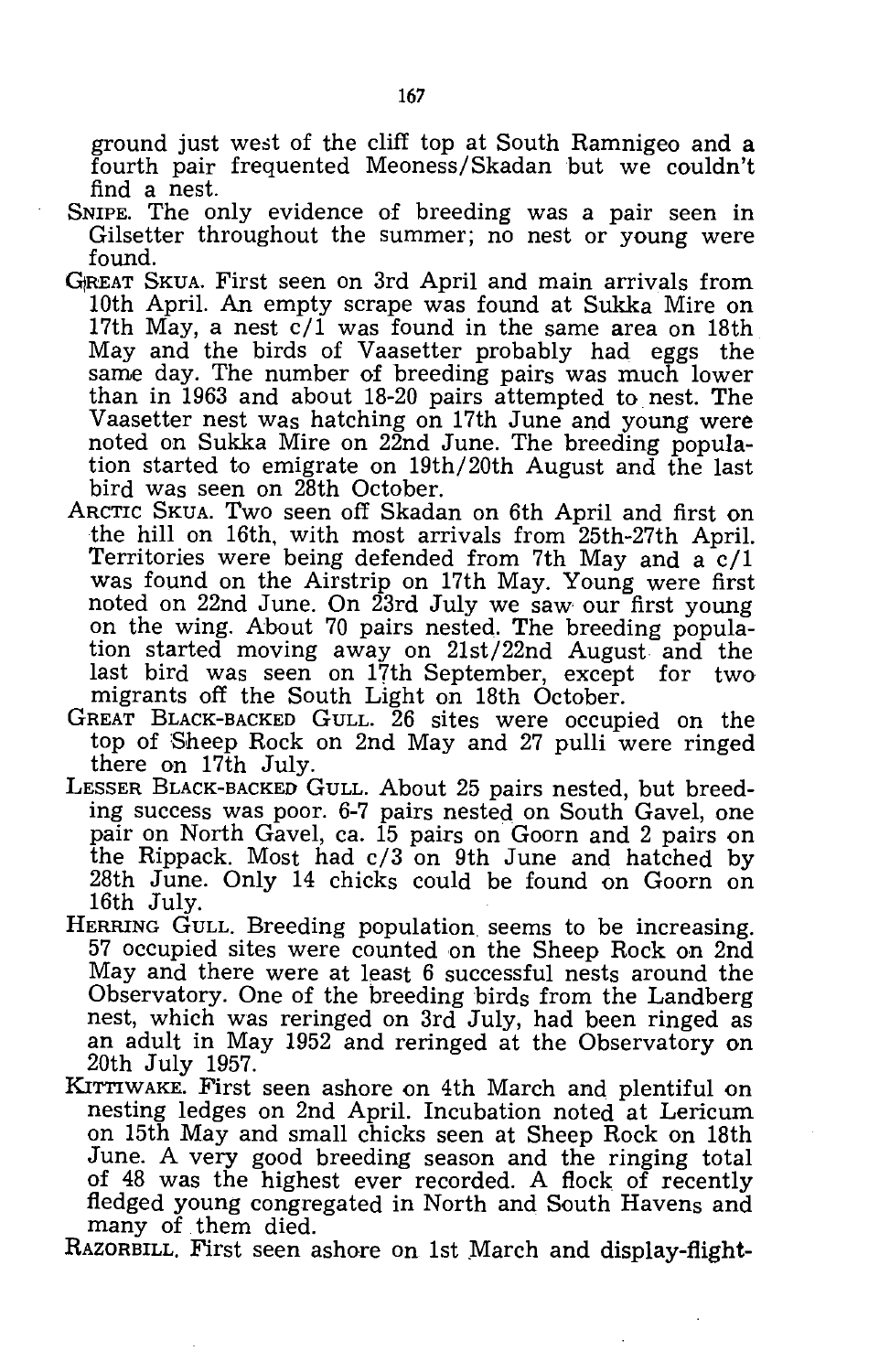ground just west of the cliff top at South Ramnigeo and a fourth pair frequented Meoness/Skadan but we couldn't find a nest.

SNIPE. The only evidence of breeding was a pair seen in Gilsetter throughout the summer; no nest or young were found.

GREAT SKUA. First seen on 3rd April and main arrivals from 10th April. An empty scrape was found at Sukka Mire on 17th May, a nest c/1 was found in the same area on 18th May and the birds of Vaasetter probably had eggs the same day. The number of breeding pairs was much lower than in 1963 and about 18-20 pairs attempted to nest. The Vaasetter nest was hatching on 17th June and young were noted on Sukka Mire on 22nd June. The breeding population started to emigrate on 19th/20th August and the last bird was seen on 28th October.

ARCTIC SKUA. Two seen off Skadan on 6th April and first on the hill on 16th, with most arrivals from 25th-27th April. Territories were being defended from 7th May and a c/1 was found on the Airstrip on 17th May. Young were first noted on 22nd June. On 23rd July we saw our first young on the wing. About 70 pairs nested. The breeding population started moving away on 21st/22nd August and the last bird was seen on 17th September, except for two migrants off the South Light on 18th October.

GREAT BLACK-BACKED GULL. 26 sites were occupied on the top of Sheep Rock on 2nd May and 27 pulli were ringed there on 17th July.

LESSER BLACK-BACKED GULL. About 25 pairs nested, but breeding success was poor. 6-7 pairs nested on South Gavel, one pair on North Gavel, ca. 15 pairs on Goorn and 2 pairs on the Rippack. Most had c/3 on 9th June and hatched by 28th June. Only 14 chicks could be found on Goorn on 16th July.

HERRING GULL. Breeding population seems to be increasing. 57 occupied sites were counted on the Sheep Rock on 2nd May and there were at least 6 successful nests around the Observatory. One of the breeding birds from the Landberg nest, which was reringed on 3rd July, had been ringed as an adult in May 1952 and reringed at the Observatory on 20th July 1957.

KITTIWAKE. First seen ashore on 4th March and plentiful on nesting ledges on 2nd April. Incubation noted at Lericum on 15th May and small chicks seen at Sheep Rock on 18th June. A very good breeding season and the ringing total of 48 was the highest ever recorded. A flock of recently fledged young congregated in North and South Havens and many of them died.

RAZORBILL. First seen ashore on 1st March and display-flight-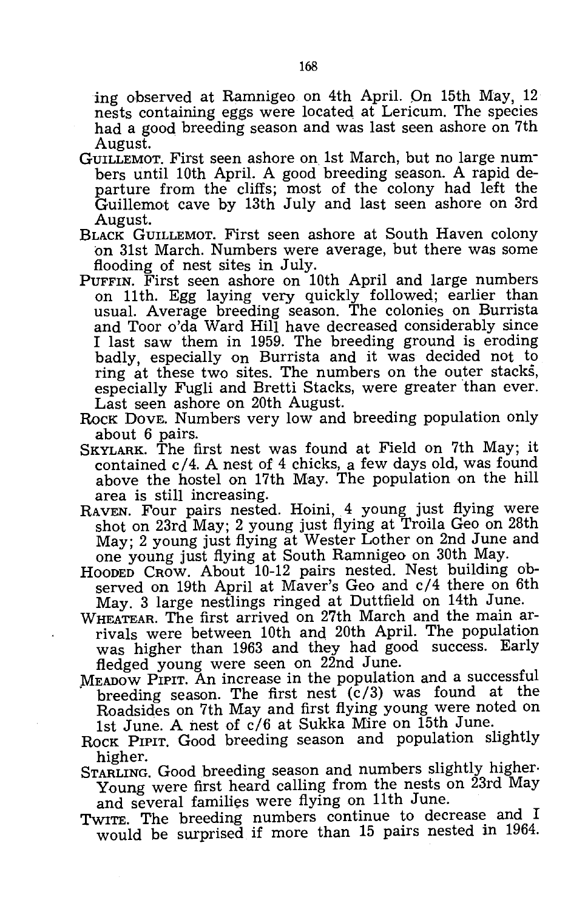ing observed at Ramnigeo on 4th April. On 15th May, 12 nests containing eggs were located at Lericum. The species had a good breeding season and was last seen ashore on 7th August.

GUILLEMOT. First seen ashore on 1st March, but no large numbers until 10th April. A good breeding season. A rapid departure from the cliffs; most of the colony had left the Guillemot cave by 13th July and last seen ashore on 3rd August.

BLACK GUILLEMOT. First seen ashore at South Haven colony on 31st March. Numbers were average, but there was some flooding of nest sites in July.

PUFFIN. First seen ashore on 10th April and large numbers on 11th. Egg laying very quickly followed; earlier than usual. Average breeding season. The colonies on Burrista and Toor o'da Ward Hill have decreased considerably since I last saw them in 1959. The breeding ground is eroding badly, especially on Burrista and it was decided not to ring at these two sites. The numbers on the outer stacks, especially Fugli and Bretti Stacks, were greater than ever. Last seen ashore on 20th August.

ROCK DOVE. Numbers very low and breeding population only about 6 pairs.

SKYLARK. The first nest was found at Field on 7th May; it contained c/4. A nest of 4 chicks, a few days old, was found above the hostel on 17th May. The population on the hill area is still increasing.

RAVEN. Four pairs nested. Hoini, 4 young just flying were shot on 23rd May; 2 young just flying at Troila Geo on 28th May; 2 young just flying at Wester Lother on 2nd June and one young just flying at South Ramnigeo on 30th May.

HOODED CROW. About 10-12 pairs nested. Nest building observed on 19th April at Maver's Geo and c/4 there on 6th May. 3 large nestlings ringed at Duttfield on 14th June.

WHEATEAR. The first arrived on 27th March and the main arrivals were between 10th and 20th April. The population was higher than 1963 and they had good success. Early fledged young were seen on 22nd June.

MEADOW PIPIT. An increase in the population and a successful breeding season. The first nest (c/3) was found at the Roadsides on 7th May and first flying young were noted on 1st June. A nest of c/6 at Sukka Mire on 15th June.

ROCK PIPIT. Good breeding season and population slightly higher.

STARLING. Good breeding season and numbers slightly higher. Young were first heard calling from the nests on 23rd May and several families were flying on 11th June.

TWITE. The breeding numbers continue to decrease and I would be surprised if more than 15 pairs nested in 1964.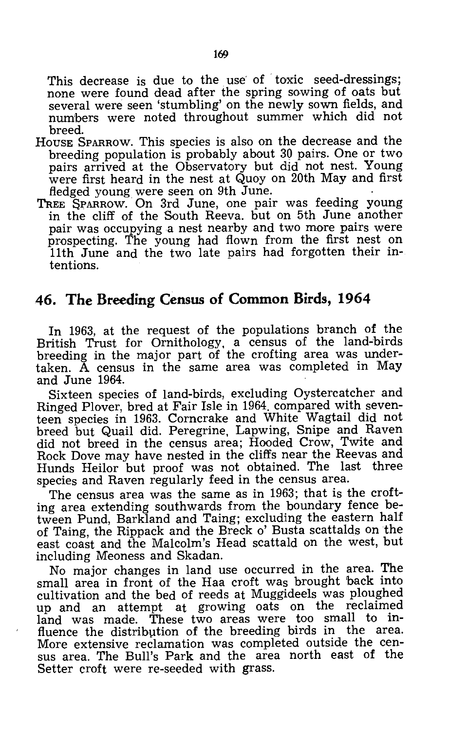This decrease is due to the use of toxic seed-dressings; none were found dead after the spring sowing of oats but several were seen 'stumbling' on the newly sown fields, and numbers were noted throughout summer which did not breed.

HOUSE SPARROW. This species is also on the decrease and the breeding population is probably about 30 pairs. One or two pairs arrived at the Observatory but did not nest. Young were first heard in the nest at Quoy on 20th May and first fledged young were seen on 9th June.

TREE SPARROW. On 3rd June, one pair was feeding young in the cliff of the South Reeva. but on 5th June another pair was occupying a nest nearby and two more pairs were prospecting. The young had flown from the first nest on 11th June and the two late pairs had forgotten their intentions.

## 46. The Breeding Census of Common Birds, 1964

In 1963, at the request of the populations branch of the British Trust for Ornithology, a census of the land-birds breeding in the major part of the crofting area was undertaken. A census in the same area was completed in May and June 1964.

Sixteen species of land-birds, excluding Oystercatcher and Ringed Plover, bred at Fair Isle in 1964. compared with seventeen species in 1963. Corncrake and White Wagtail did not breed but Quail did. Peregrine, Lapwing, Snipe and Raven did not breed in the census area; Hooded Crow, Twite and Rock Dove may have nested in the cliffs near the Reevas and Hunds Heilor but proof was not obtained. The last three species and Raven regularly feed in the census area.

The census area was the same as in 1963; that is the crofting area extending southwards from the boundary fence between Pund, Barkland and Taing; excluding the eastern half of Taing, the Rippack and the Breck o' Busta scattalds on the east coast and the Malcolm's Head scattald on the west, but including Meoness and Skadan.

No major changes in land use occurred in the area. The small area in front of the Haa croft was brought back into cultivation and the bed of reeds at Muggideels was ploughed up and an attempt at growing oats on the reclaimed land was made. These two areas were too small to influence the distribution of the breeding birds in the area. More extensive reclamation was completed outside the census area. The Bull's Park and the area north east of the Setter croft were re-seeded with grass.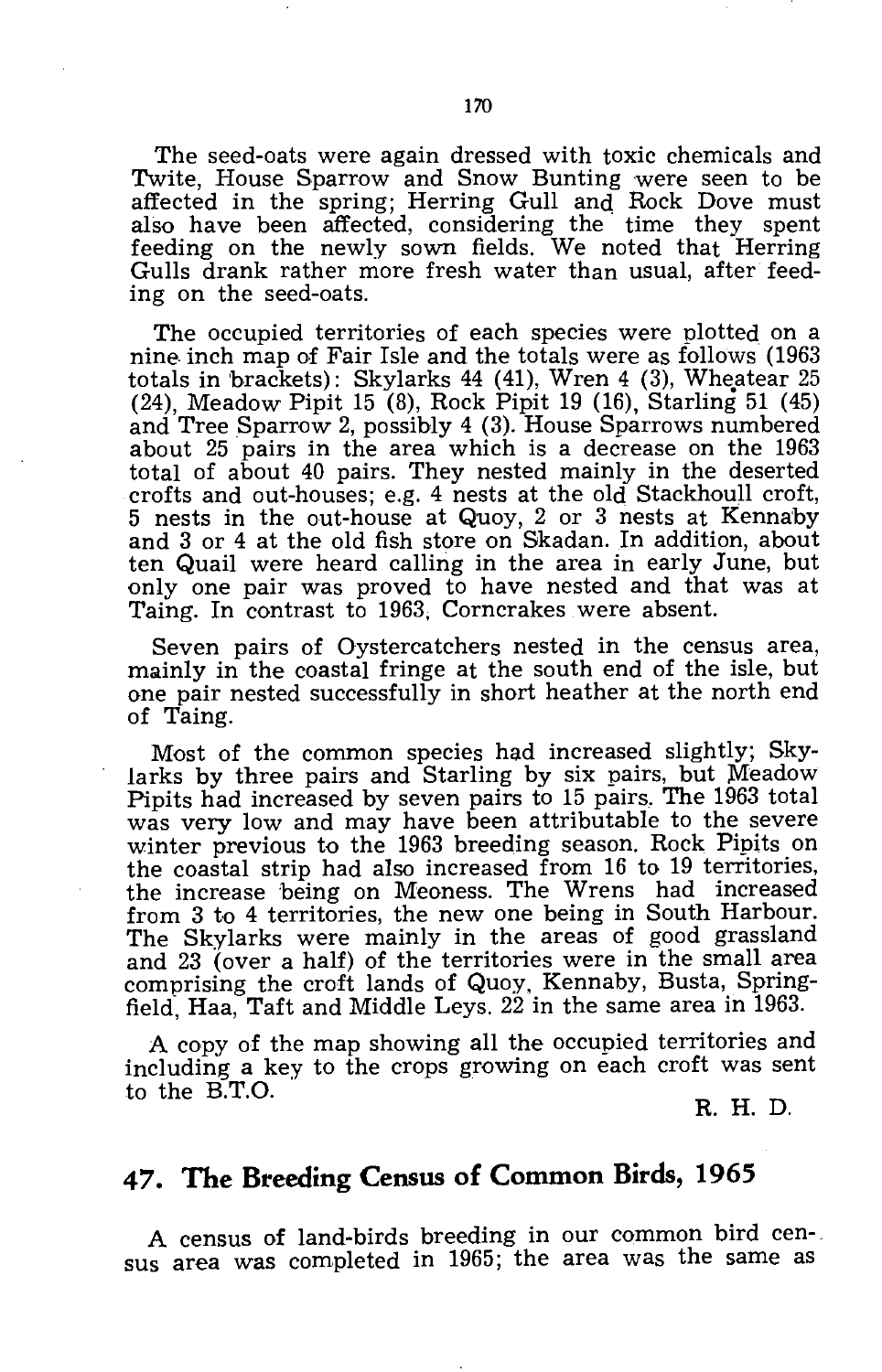The seed-oats were again dressed with toxic chemicals and Twite, House Sparrow and Snow Bunting were seen to be affected in the spring; Herring Gull and Rock Dove must also have been affected, considering the time they spent feeding on the newly sown fields. We noted that Herring Gulls drank rather more fresh water than usual, after feeding on the seed-oats.

The occupied territories of each species were plotted on a nine inch map of Fair Isle and the totals were as follows (1963 totals in brackets): Skylarks 44 (41), Wren 4 (3), Wheatear 25 (24), Meadow Pipit 15 (8), Rock Pipit 19 (16), Starling 51 (45) and Tree Sparrow 2, possibly 4 (3). House Sparrows numbered about 25 pairs in the area which is a decrease on the 1963 total of about 40 pairs. They nested mainly in the deserted crofts and out-houses; e.g. 4 nests at the old Stackhoull croft, 5 nests in the out-house at Quoy, 2 or 3 nests at Kennaby and 3 or 4 at the old fish store on Skadan. In addition, about ten Quail were heard calling in the area in early June, but only one pair was proved to have nested and that was at Taing. In contrast to 1963, Corncrakes were absent.

Seven pairs of Oystercatchers nested in the census area, mainly in the coastal fringe at the south end of the isle, but one pair nested successfully in short heather at the north end of Taing.

Most of the common species had increased slightly; Skylarks by three pairs and Starling by six pairs, but Meadow Pipits had increased by seven pairs to 15 pairs. The 1963 total was very low and may have been attributable to the severe winter previous to the 1963 breeding season. Rock Pipits on the coastal strip had also increased from 16 to 19 territories, the increase being on Meoness. The Wrens had increased from 3 to 4 territories, the new one being in South Harbour. The Skylarks were mainly in the areas of good grassland and 23 (over a half) of the territories were in the small area comprising the croft lands of Quoy, Kennaby, Busta, Springfield, Haa, Taft and Middle Leys. 22 in the same area in 1963.

A copy of the map showing all the occupied territories and including a key to the crops growing on each croft was sent to the B.T.O.

R. H. D.

## 47. The Breeding Census of Common Birds, 1965

A census of land-birds breeding in our common bird census area was completed in 1965; the area was the same as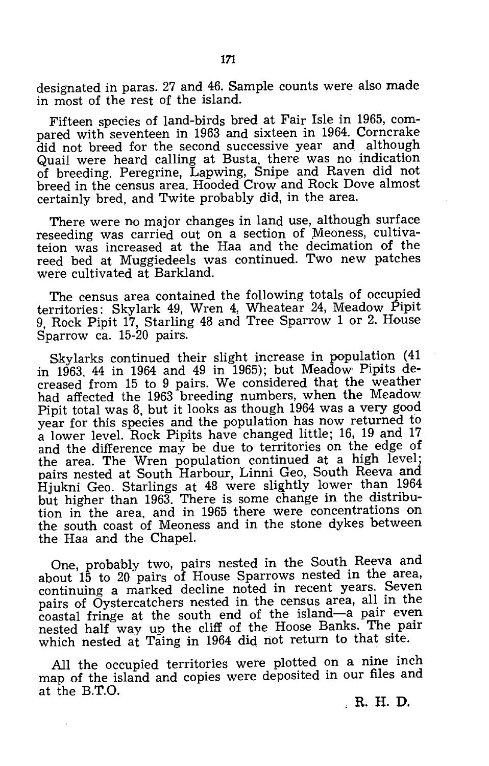designated in paras. 27 and 46. Sample counts were also made in most of the rest of the island.

Fifteen species of land-birds bred at Fair Isle in 1965, compared with seventeen in 1963 and sixteen in 1964. Corncrake did not breed for the second successive year and although Quail were heard calling at Busta, there was no indication of breeding. Peregrine, Lapwing, Snipe and Raven did not breed in the census area. Hooded Crow and Rock Dove almost certainly bred, and Twite probably did, in the area.

There were no major changes in land use, although surface reseeding was carried out on a section of Meoness, cultivateion was increased at the Haa and the decimation of the reed bed at Muggiedeels was continued. Two new patches were cultivated at Barkland.

The census area contained the following totals of occupied territories: Skylark 49, Wren 4, Wheatear 24, Meadow Pipit 9, Rock Pipit 17, Starling 48 and Tree Sparrow 1 or 2. House Sparrow ca. 15-20 pairs.

Skylarks continued their slight increase in population (41 in 1963, 44 in 1964 and 49 in 1965); but Meadow Pipits decreased from 15 to 9 pairs. We considered that the weather had affected the 1963 breeding numbers, when the Meadow Pipit total was 8, but it looks as though 1964 was a very good year for this species and the population has now returned to a lower level. Rock Pipits have changed little; 16, 19 and 17 and the difference may be due to territories on the edge of the area. The Wren population continued at a high level; pairs nested at South Harbour, Linni Geo, South Reeva and Hjukni Geo. Starlings at 48 were slightly lower than 1964 but higher than 1963. There is some change in the distribution in the area, and in 1965 there were concentrations on the south coast of Meoness and in the stone dykes between the Haa and the Chapel.

One, probably two, pairs nested in the South Reeva and about 15 to 20 pairs of House Sparrows nested in the area, continuing a marked decline noted in recent years. Seven pairs of Oystercatchers nested in the census area, all in the coastal fringe at the south end of the island—a pair even nested half way up the cliff of the Hoose Banks. The pair which nested at Taing in 1964 did not return to that site.

All the occupied territories were plotted on a nine inch map of the island and copies were deposited in our files and at the B.T.O.

R. H. D.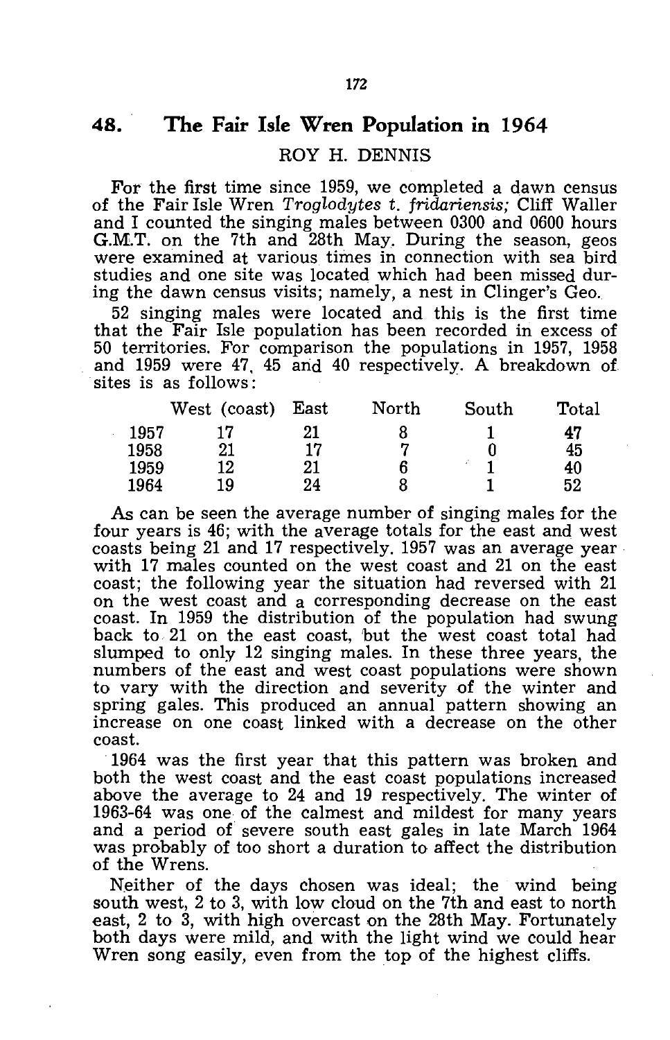## 48. The Fair Isle Wren Population in 1964

ROY H. DENNIS

For the first time since 1959, we completed a dawn census of the Fair Isle Wren *Troglodytes t. fridariensis;* Cliff Waller and I counted the singing males between 0300 and 0600 hours G.M.T. on the 7th and 28th May. During the season, geos were examined at various times in connection with sea bird studies and one site was located which had been missed during the dawn census visits; namely, a nest in Clinger's Geo.

52 singing males were located and this is the first time that the Fair Isle population has been recorded in excess of 50 territories. For comparison the populations in 1957, 1958 and 1959 were 47, 45 and 40 respectively. A breakdown of sites is as follows:

| | West (coast) | East | North | South | Total |
|---|---|---|---|---|---|
| 1957 | 17 | 21 | 8 | 1 | 47 |
| 1958 | 21 | 17 | 7 | 0 | 45 |
| 1959 | 12 | 21 | 6 | 1 | 40 |
| 1964 | 19 | 24 | 8 | 1 | 52 |

As can be seen the average number of singing males for the four years is 46; with the average totals for the east and west coasts being 21 and 17 respectively. 1957 was an average year with 17 males counted on the west coast and 21 on the east coast; the following year the situation had reversed with 21 on the west coast and a corresponding decrease on the east coast. In 1959 the distribution of the population had swung back to 21 on the east coast, but the west coast total had slumped to only 12 singing males. In these three years, the numbers of the east and west coast populations were shown to vary with the direction and severity of the winter and spring gales. This produced an annual pattern showing an increase on one coast linked with a decrease on the other coast.

1964 was the first year that this pattern was broken and both the west coast and the east coast populations increased above the average to 24 and 19 respectively. The winter of 1963-64 was one of the calmest and mildest for many years and a period of severe south east gales in late March 1964 was probably of too short a duration to affect the distribution of the Wrens.

Neither of the days chosen was ideal; the wind being south west, 2 to 3, with low cloud on the 7th and east to north east, 2 to 3, with high overcast on the 28th May. Fortunately both days were mild, and with the light wind we could hear Wren song easily, even from the top of the highest cliffs.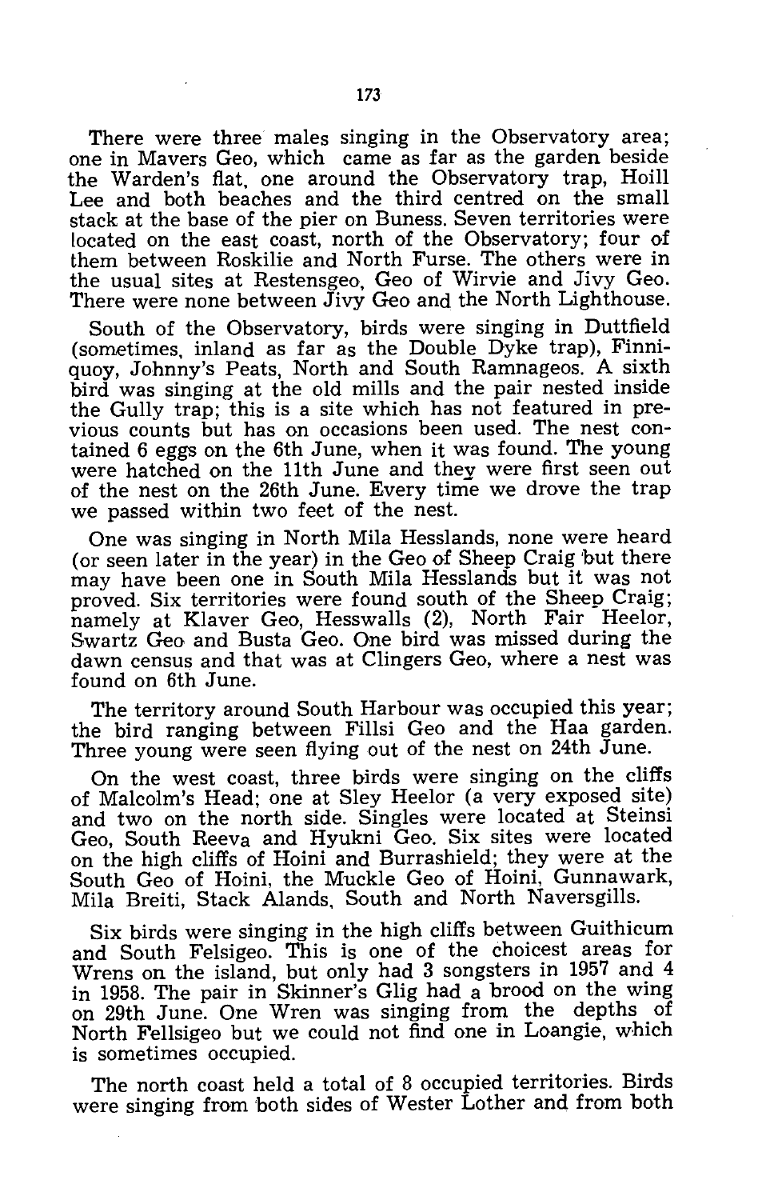There were three males singing in the Observatory area; one in Mavers Geo, which came as far as the garden beside the Warden's flat, one around the Observatory trap, Hoill Lee and both beaches and the third centred on the small stack at the base of the pier on Buness. Seven territories were located on the east coast, north of the Observatory; four of them between Roskilie and North Furse. The others were in the usual sites at Restensgeo, Geo of Wirvie and Jivy Geo. There were none between Jivy Geo and the North Lighthouse.

South of the Observatory, birds were singing in Duttfield (sometimes, inland as far as the Double Dyke trap), Finniquoy, Johnny's Peats, North and South Ramnageos. A sixth bird was singing at the old mills and the pair nested inside the Gully trap; this is a site which has not featured in previous counts but has on occasions been used. The nest contained 6 eggs on the 6th June, when it was found. The young were hatched on the 11th June and they were first seen out of the nest on the 26th June. Every time we drove the trap we passed within two feet of the nest.

One was singing in North Mila Hesslands, none were heard (or seen later in the year) in the Geo of Sheep Craig but there may have been one in South Mila Hesslands but it was not proved. Six territories were found south of the Sheep Craig; namely at Klaver Geo, Hesswalls (2), North Fair Heelor, Swartz Geo and Busta Geo. One bird was missed during the dawn census and that was at Clingers Geo, where a nest was found on 6th June.

The territory around South Harbour was occupied this year; the bird ranging between Fillsi Geo and the Haa garden. Three young were seen flying out of the nest on 24th June.

On the west coast, three birds were singing on the cliffs of Malcolm's Head; one at Sley Heelor (a very exposed site) and two on the north side. Singles were located at Steinsi Geo, South Reeva and Hyukni Geo. Six sites were located on the high cliffs of Hoini and Burrashield; they were at the South Geo of Hoini, the Muckle Geo of Hoini, Gunnawark, Mila Breiti, Stack Alands, South and North Naversgills.

Six birds were singing in the high cliffs between Guithicum and South Felsigeo. This is one of the choicest areas for Wrens on the island, but only had 3 songsters in 1957 and 4 in 1958. The pair in Skinner's Glig had a brood on the wing on 29th June. One Wren was singing from the depths of North Fellsigeo but we could not find one in Loangie, which is sometimes occupied.

The north coast held a total of 8 occupied territories. Birds were singing from both sides of Wester Lother and from both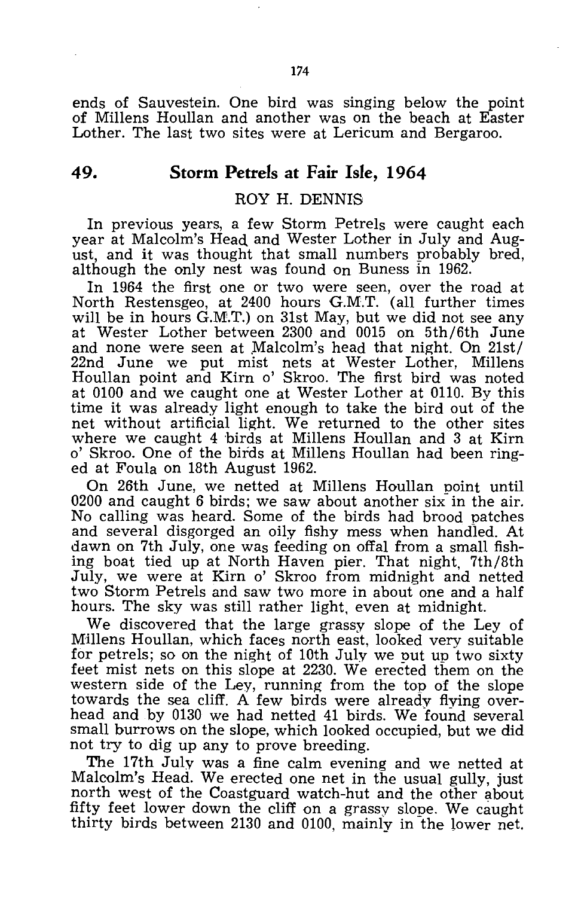ends of Sauvestein. One bird was singing below the point of Millens Houllan and another was on the beach at Easter Lother. The last two sites were at Lericum and Bergaroo.

## 49. Storm Petrels at Fair Isle, 1964

ROY H. DENNIS

In previous years, a few Storm Petrels were caught each year at Malcolm's Head and Wester Lother in July and August, and it was thought that small numbers probably bred, although the only nest was found on Buness in 1962.

In 1964 the first one or two were seen, over the road at North Restensgeo, at 2400 hours G.M.T. (all further times will be in hours G.M.T.) on 31st May, but we did not see any at Wester Lother between 2300 and 0015 on 5th/6th June and none were seen at Malcolm's head that night. On 21st/22nd June we put mist nets at Wester Lother, Millens Houllan point and Kirn o' Skroo. The first bird was noted at 0100 and we caught one at Wester Lother at 0110. By this time it was already light enough to take the bird out of the net without artificial light. We returned to the other sites where we caught 4 birds at Millens Houllan and 3 at Kirn o' Skroo. One of the birds at Millens Houllan had been ringed at Foula on 18th August 1962.

On 26th June, we netted at Millens Houllan point until 0200 and caught 6 birds; we saw about another six in the air. No calling was heard. Some of the birds had brood patches and several disgorged an oily fishy mess when handled. At dawn on 7th July, one was feeding on offal from a small fishing boat tied up at North Haven pier. That night, 7th/8th July, we were at Kirn o' Skroo from midnight and netted two Storm Petrels and saw two more in about one and a half hours. The sky was still rather light, even at midnight.

We discovered that the large grassy slope of the Ley of Millens Houllan, which faces north east, looked very suitable for petrels; so on the night of 10th July we put up two sixty feet mist nets on this slope at 2230. We erected them on the western side of the Ley, running from the top of the slope towards the sea cliff. A few birds were already flying overhead and by 0130 we had netted 41 birds. We found several small burrows on the slope, which looked occupied, but we did not try to dig up any to prove breeding.

The 17th July was a fine calm evening and we netted at Malcolm's Head. We erected one net in the usual gully, just north west of the Coastguard watch-hut and the other about fifty feet lower down the cliff on a grassy slope. We caught thirty birds between 2130 and 0100, mainly in the lower net.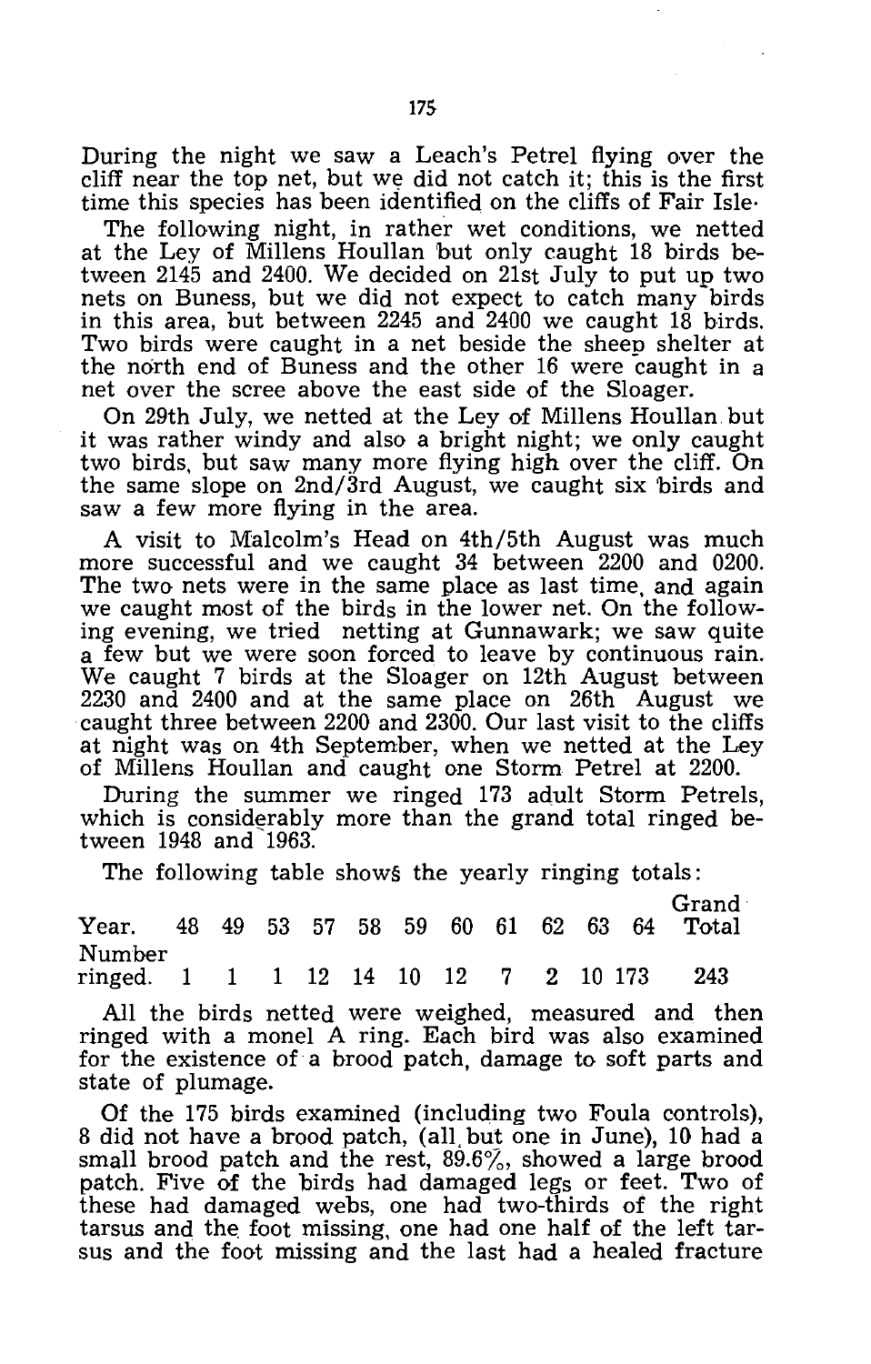During the night we saw a Leach's Petrel flying over the cliff near the top net, but we did not catch it; this is the first time this species has been identified on the cliffs of Fair Isle.

The following night, in rather wet conditions, we netted at the Ley of Millens Houllan but only caught 18 birds between 2145 and 2400. We decided on 21st July to put up two nets on Buness, but we did not expect to catch many birds in this area, but between 2245 and 2400 we caught 18 birds. Two birds were caught in a net beside the sheep shelter at the north end of Buness and the other 16 were caught in a net over the scree above the east side of the Sloager.

On 29th July, we netted at the Ley of Millens Houllan but it was rather windy and also a bright night; we only caught two birds, but saw many more flying high over the cliff. On the same slope on 2nd/3rd August, we caught six birds and saw a few more flying in the area.

A visit to Malcolm's Head on 4th/5th August was much more successful and we caught 34 between 2200 and 0200. The two nets were in the same place as last time, and again we caught most of the birds in the lower net. On the following evening, we tried netting at Gunnawark; we saw quite a few but we were soon forced to leave by continuous rain. We caught 7 birds at the Sloager on 12th August between 2230 and 2400 and at the same place on 26th August we caught three between 2200 and 2300. Our last visit to the cliffs at night was on 4th September, when we netted at the Ley of Millens Houllan and caught one Storm Petrel at 2200.

During the summer we ringed 173 adult Storm Petrels, which is considerably more than the grand total ringed between 1948 and 1963.

The following table shows the yearly ringing totals:

| Year. | 48 | 49 | 53 | 57 | 58 | 59 | 60 | 61 | 62 | 63 | 64 | Grand Total |
|---|---|---|---|---|---|---|---|---|---|---|---|---|
| Number ringed. | 1 | 1 | 1 | 12 | 14 | 10 | 12 | 7 | 2 | 10 | 173 | 243 |

All the birds netted were weighed, measured and then ringed with a monel A ring. Each bird was also examined for the existence of a brood patch, damage to soft parts and state of plumage.

Of the 175 birds examined (including two Foula controls), 8 did not have a brood patch, (all but one in June), 10 had a small brood patch and the rest, 89.6%, showed a large brood patch. Five of the birds had damaged legs or feet. Two of these had damaged webs, one had two-thirds of the right tarsus and the foot missing, one had one half of the left tarsus and the foot missing and the last had a healed fracture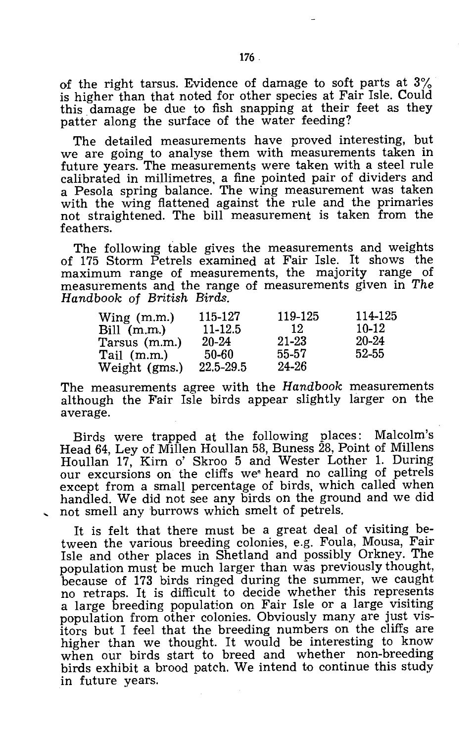of the right tarsus. Evidence of damage to soft parts at 3% is higher than that noted for other species at Fair Isle. Could this damage be due to fish snapping at their feet as they patter along the surface of the water feeding?

The detailed measurements have proved interesting, but we are going to analyse them with measurements taken in future years. The measurements were taken with a steel rule calibrated in millimetres, a fine pointed pair of dividers and a Pesola spring balance. The wing measurement was taken with the wing flattened against the rule and the primaries not straightened. The bill measurement is taken from the feathers.

The following table gives the measurements and weights of 175 Storm Petrels examined at Fair Isle. It shows the maximum range of measurements, the majority range of measurements and the range of measurements given in *The Handbook of British Birds.*

| | | | |
|---|---|---|---|
| Wing (m.m.) | 115-127 | 119-125 | 114-125 |
| Bill (m.m.) | 11-12.5 | 12 | 10-12 |
| Tarsus (m.m.) | 20-24 | 21-23 | 20-24 |
| Tail (m.m.) | 50-60 | 55-57 | 52-55 |
| Weight (gms.) | 22.5-29.5 | 24-26 | |

The measurements agree with the *Handbook* measurements although the Fair Isle birds appear slightly larger on the average.

Birds were trapped at the following places: Malcolm's Head 64, Ley of Millen Houllan 58, Buness 28, Point of Millens Houllan 17, Kirn o' Skroo 5 and Wester Lother 1. During our excursions on the cliffs we heard no calling of petrels except from a small percentage of birds, which called when handled. We did not see any birds on the ground and we did not smell any burrows which smelt of petrels.

It is felt that there must be a great deal of visiting between the various breeding colonies, e.g. Foula, Mousa, Fair Isle and other places in Shetland and possibly Orkney. The population must be much larger than was previously thought, because of 173 birds ringed during the summer, we caught no retraps. It is difficult to decide whether this represents a large breeding population on Fair Isle or a large visiting population from other colonies. Obviously many are just visitors but I feel that the breeding numbers on the cliffs are higher than we thought. It would be interesting to know when our birds start to breed and whether non-breeding birds exhibit a brood patch. We intend to continue this study in future years.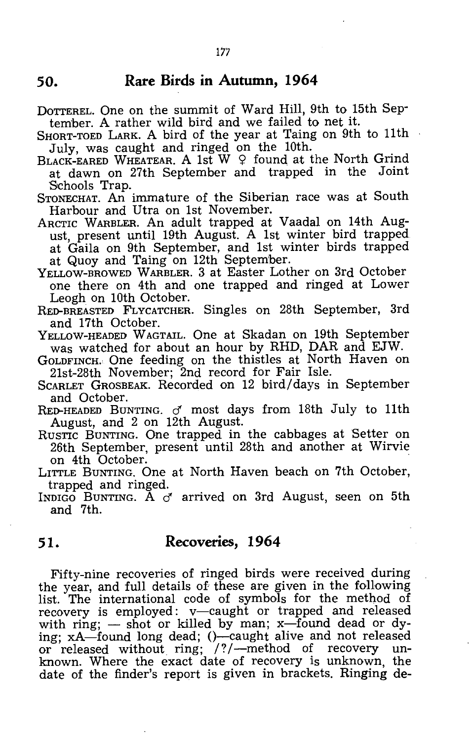## 50. Rare Birds in Autumn, 1964

DOTTEREL. One on the summit of Ward Hill, 9th to 15th September. A rather wild bird and we failed to net it.

SHORT-TOED LARK. A bird of the year at Taing on 9th to 11th July, was caught and ringed on the 10th.

BLACK-EARED WHEATEAR. A 1st W ♀ found at the North Grind at dawn on 27th September and trapped in the Joint Schools Trap.

STONECHAT. An immature of the Siberian race was at South Harbour and Utra on 1st November.

ARCTIC WARBLER. An adult trapped at Vaadal on 14th August, present until 19th August. A 1st winter bird trapped at Gaila on 9th September, and 1st winter birds trapped at Quoy and Taing on 12th September.

YELLOW-BROWED WARBLER. 3 at Easter Lother on 3rd October one there on 4th and one trapped and ringed at Lower Leogh on 10th October.

RED-BREASTED FLYCATCHER. Singles on 28th September, 3rd and 17th October.

YELLOW-HEADED WAGTAIL. One at Skadan on 19th September was watched for about an hour by RHD, DAR and EJW.

GOLDFINCH. One feeding on the thistles at North Haven on 21st-28th November; 2nd record for Fair Isle.

SCARLET GROSBEAK. Recorded on 12 bird/days in September and October.

RED-HEADED BUNTING. ♂ most days from 18th July to 11th August, and 2 on 12th August.

RUSTIC BUNTING. One trapped in the cabbages at Setter on 26th September, present until 28th and another at Wirvie on 4th October.

LITTLE BUNTING. One at North Haven beach on 7th October, trapped and ringed.

INDIGO BUNTING. A ♂ arrived on 3rd August, seen on 5th and 7th.

## 51. Recoveries, 1964

Fifty-nine recoveries of ringed birds were received during the year, and full details of these are given in the following list. The international code of symbols for the method of recovery is employed: v—caught or trapped and released with ring; — shot or killed by man; x—found dead or dying; xA—found long dead; ()—caught alive and not released or released without ring; /?/—method of recovery unknown. Where the exact date of recovery is unknown, the date of the finder's report is given in brackets. Ringing de-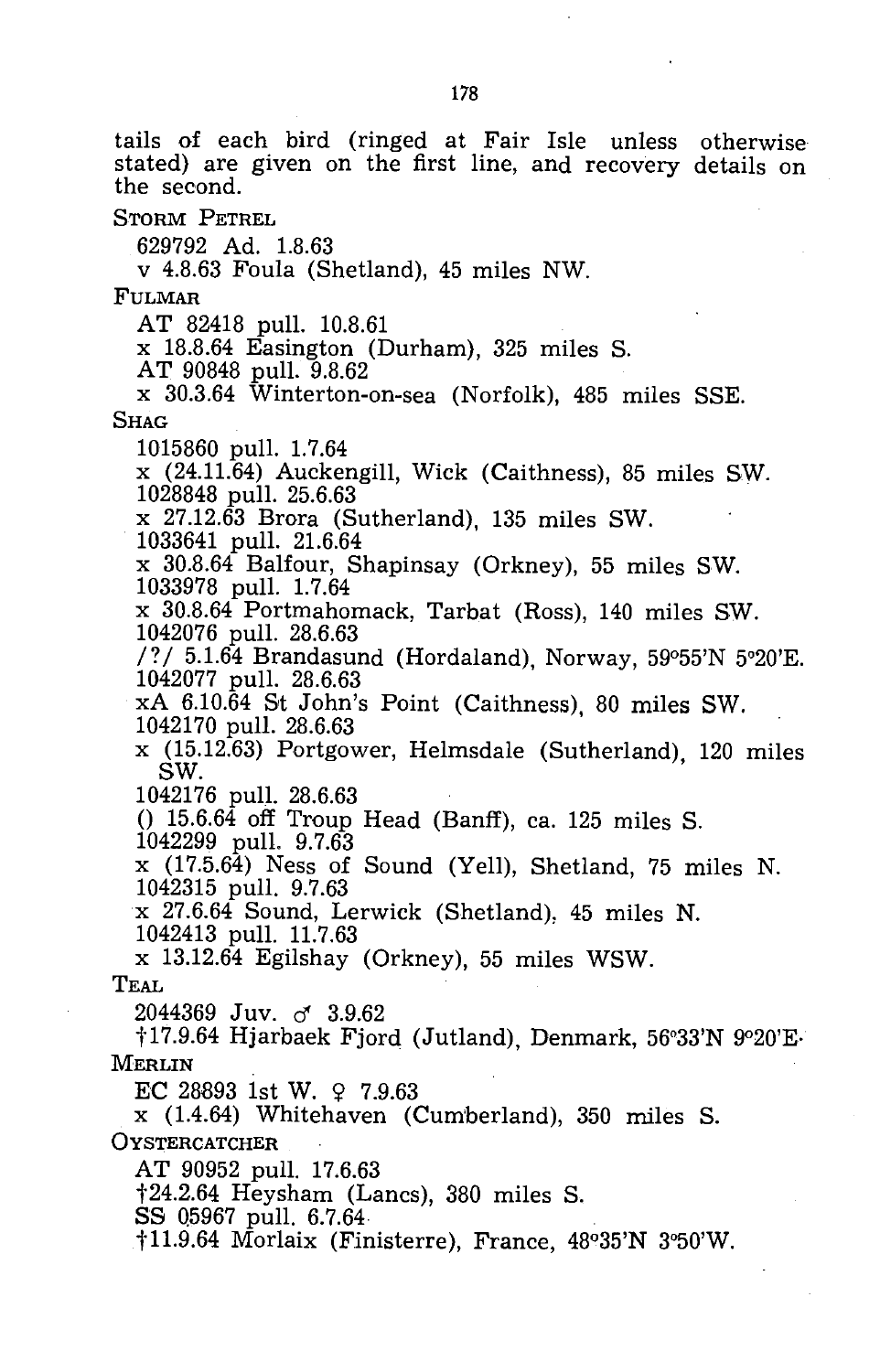tails of each bird (ringed at Fair Isle unless otherwise stated) are given on the first line, and recovery details on the second.

STORM PETREL

629792 Ad. 1.8.63
v 4.8.63 Foula (Shetland), 45 miles NW.

FULMAR

AT 82418 pull. 10.8.61
x 18.8.64 Easington (Durham), 325 miles S.
AT 90848 pull. 9.8.62
x 30.3.64 Winterton-on-sea (Norfolk), 485 miles SSE.

SHAG

1015860 pull. 1.7.64
x (24.11.64) Auckengill, Wick (Caithness), 85 miles SW.
1028848 pull. 25.6.63
x 27.12.63 Brora (Sutherland), 135 miles SW.
1033641 pull. 21.6.64
x 30.8.64 Balfour, Shapinsay (Orkney), 55 miles SW.
1033978 pull. 1.7.64
x 30.8.64 Portmahomack, Tarbat (Ross), 140 miles SW.
1042076 pull. 28.6.63
/?/ 5.1.64 Brandasund (Hordaland), Norway, 59°55'N 5°20'E.
1042077 pull. 28.6.63
xA 6.10.64 St John's Point (Caithness), 80 miles SW.
1042170 pull. 28.6.63
x (15.12.63) Portgower, Helmsdale (Sutherland), 120 miles SW.
1042176 pull. 28.6.63
() 15.6.64 off Troup Head (Banff), ca. 125 miles S.
1042299 pull. 9.7.63
x (17.5.64) Ness of Sound (Yell), Shetland, 75 miles N.
1042315 pull. 9.7.63
x 27.6.64 Sound, Lerwick (Shetland), 45 miles N.
1042413 pull. 11.7.63
x 13.12.64 Egilshay (Orkney), 55 miles WSW.

TEAL

2044369 Juv. ♂ 3.9.62
†17.9.64 Hjarbaek Fjord (Jutland), Denmark, 56°33'N 9°20'E.

MERLIN

EC 28893 1st W. ♀ 7.9.63
x (1.4.64) Whitehaven (Cumberland), 350 miles S.

OYSTERCATCHER

AT 90952 pull. 17.6.63
†24.2.64 Heysham (Lancs), 380 miles S.
SS 05967 pull. 6.7.64
†11.9.64 Morlaix (Finisterre), France, 48°35'N 3°50'W.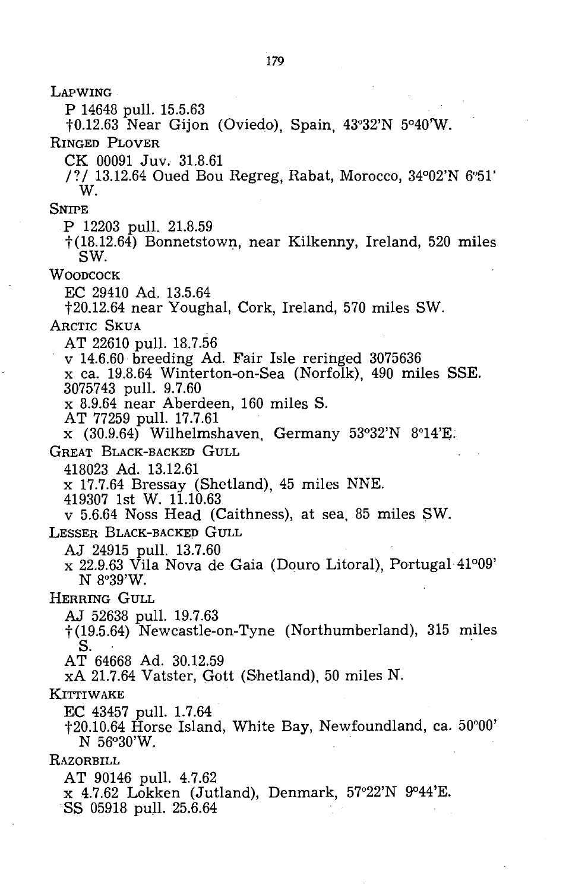LAPWING

P 14648 pull. 15.5.63

†0.12.63 Near Gijon (Oviedo), Spain, 43°32'N 5°40'W.

RINGED PLOVER

CK 00091 Juv. 31.8.61

/?/ 13.12.64 Oued Bou Regreg, Rabat, Morocco, 34°02'N 6°51' W.

SNIPE

P 12203 pull. 21.8.59

†(18.12.64) Bonnetstown, near Kilkenny, Ireland, 520 miles SW.

WOODCOCK

EC 29410 Ad. 13.5.64

†20.12.64 near Youghal, Cork, Ireland, 570 miles SW.

ARCTIC SKUA

AT 22610 pull. 18.7.56

v 14.6.60 breeding Ad. Fair Isle reringed 3075636

x ca. 19.8.64 Winterton-on-Sea (Norfolk), 490 miles SSE.

3075743 pull. 9.7.60

x 8.9.64 near Aberdeen, 160 miles S.

AT 77259 pull. 17.7.61

x (30.9.64) Wilhelmshaven, Germany 53°32'N 8°14'E.

GREAT BLACK-BACKED GULL

418023 Ad. 13.12.61

x 17.7.64 Bressay (Shetland), 45 miles NNE.

419307 1st W. 11.10.63

v 5.6.64 Noss Head (Caithness), at sea, 85 miles SW.

LESSER BLACK-BACKED GULL

AJ 24915 pull. 13.7.60

x 22.9.63 Vila Nova de Gaia (Douro Litoral), Portugal 41°09' N 8°39'W.

HERRING GULL

AJ 52638 pull. 19.7.63

†(19.5.64) Newcastle-on-Tyne (Northumberland), 315 miles S.

AT 64668 Ad. 30.12.59

xA 21.7.64 Vatster, Gott (Shetland), 50 miles N.

KITTIWAKE

EC 43457 pull. 1.7.64

†20.10.64 Horse Island, White Bay, Newfoundland, ca. 50°00' N 56°30'W.

RAZORBILL

AT 90146 pull. 4.7.62

x 4.7.62 Lokken (Jutland), Denmark, 57°22'N 9°44'E.

SS 05918 pull. 25.6.64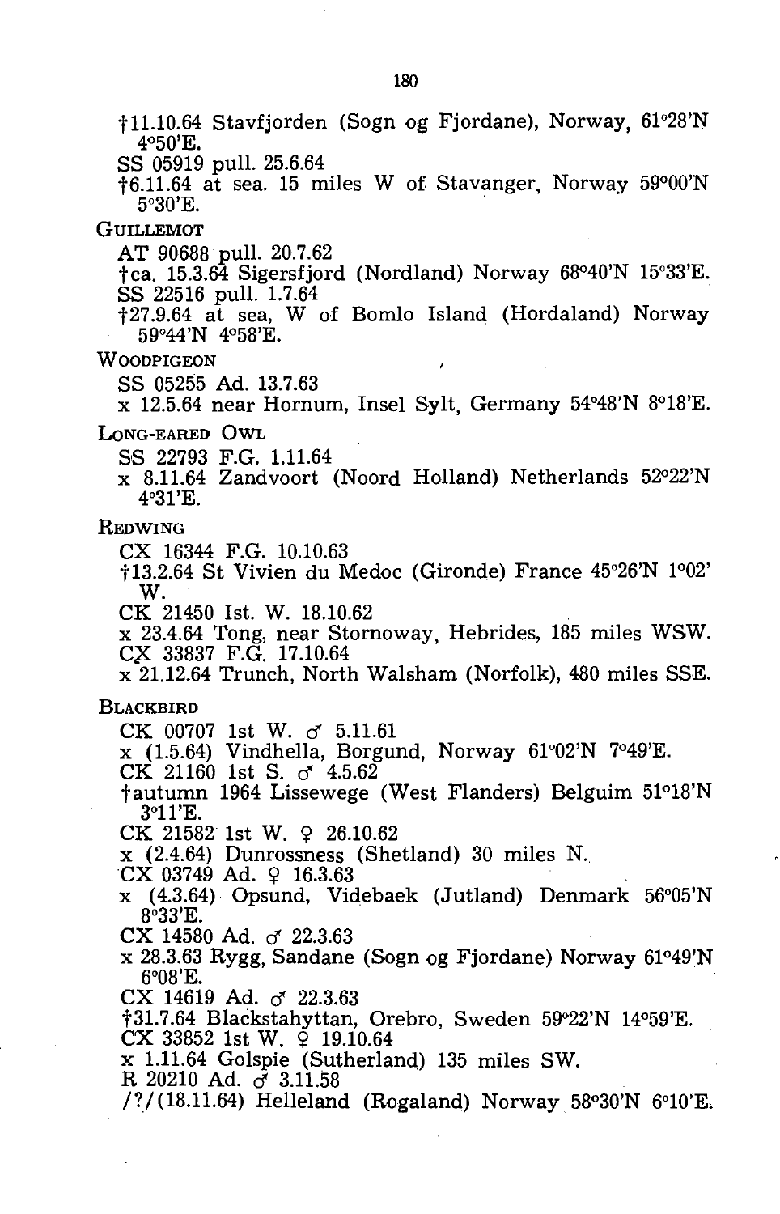†11.10.64 Stavfjorden (Sogn og Fjordane), Norway, 61°28'N 4°50'E.

SS 05919 pull. 25.6.64

†6.11.64 at sea. 15 miles W of Stavanger, Norway 59°00'N 5°30'E.

GUILLEMOT

AT 90688 pull. 20.7.62

†ca. 15.3.64 Sigersfjord (Nordland) Norway 68°40'N 15°33'E.

SS 22516 pull. 1.7.64

†27.9.64 at sea, W of Bomlo Island (Hordaland) Norway 59°44'N 4°58'E.

WOODPIGEON

SS 05255 Ad. 13.7.63

x 12.5.64 near Hornum, Insel Sylt, Germany 54°48'N 8°18'E.

LONG-EARED OWL

SS 22793 F.G. 1.11.64

x 8.11.64 Zandvoort (Noord Holland) Netherlands 52°22'N 4°31'E.

REDWING

CX 16344 F.G. 10.10.63

†13.2.64 St Vivien du Medoc (Gironde) France 45°26'N 1°02' W.

CK 21450 Ist. W. 18.10.62

x 23.4.64 Tong, near Stornoway, Hebrides, 185 miles WSW.

CX 33837 F.G. 17.10.64

x 21.12.64 Trunch, North Walsham (Norfolk), 480 miles SSE.

BLACKBIRD

CK 00707 1st W. ♂ 5.11.61

x (1.5.64) Vindhella, Borgund, Norway 61°02'N 7°49'E.

CK 21160 1st S. ♂ 4.5.62

†autumn 1964 Lissewege (West Flanders) Belguim 51°18'N 3°11'E.

CK 21582 1st W. ♀ 26.10.62

x (2.4.64) Dunrossness (Shetland) 30 miles N.

CX 03749 Ad. ♀ 16.3.63

x (4.3.64) Opsund, Videbaek (Jutland) Denmark 56°05'N 8°33'E.

CX 14580 Ad. ♂ 22.3.63

x 28.3.63 Rygg, Sandane (Sogn og Fjordane) Norway 61°49'N 6°08'E.

CX 14619 Ad. ♂ 22.3.63

†31.7.64 Blackstahyttan, Orebro, Sweden 59°22'N 14°59'E.

CX 33852 1st W. ♀ 19.10.64

x 1.11.64 Golspie (Sutherland) 135 miles SW.

R 20210 Ad. ♂ 3.11.58

/?/(18.11.64) Helleland (Rogaland) Norway 58°30'N 6°10'E.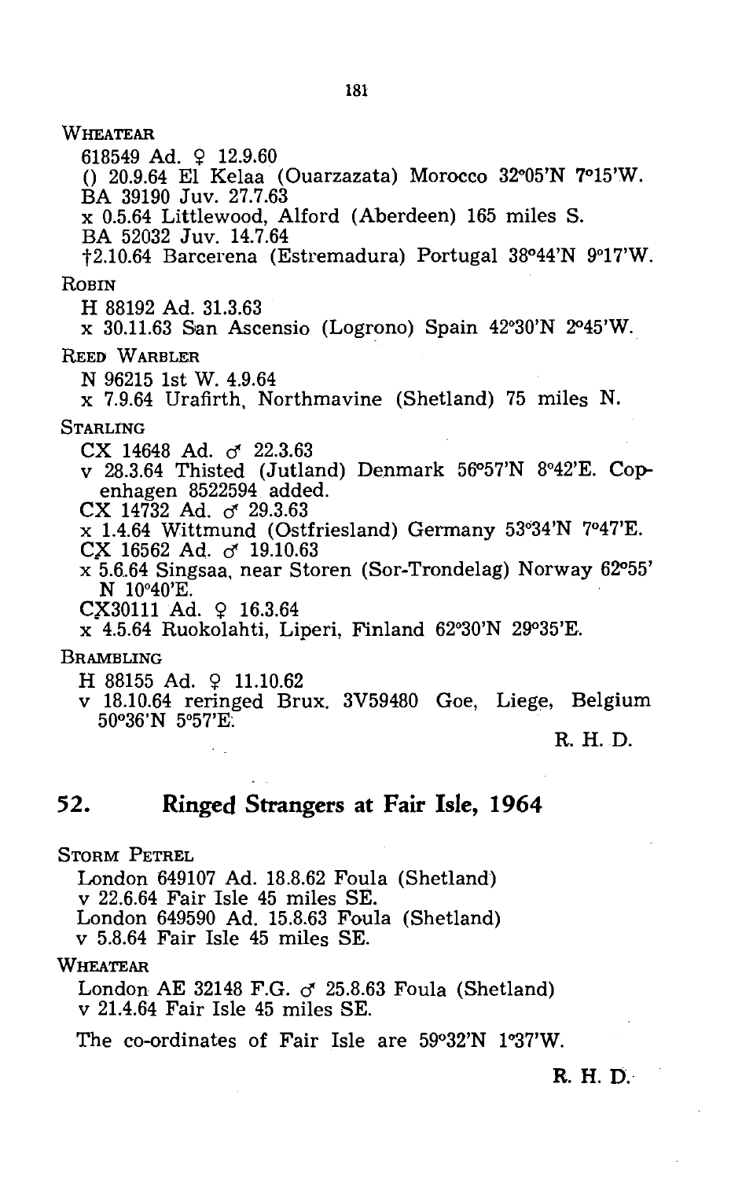WHEATEAR

618549 Ad. ♀ 12.9.60
() 20.9.64 El Kelaa (Ouarzazata) Morocco 32°05'N 7°15'W.
BA 39190 Juv. 27.7.63
x 0.5.64 Littlewood, Alford (Aberdeen) 165 miles S.
BA 52032 Juv. 14.7.64
†2.10.64 Barcerena (Estremadura) Portugal 38°44'N 9°17'W.

ROBIN

H 88192 Ad. 31.3.63
x 30.11.63 San Ascensio (Logrono) Spain 42°30'N 2°45'W.

REED WARBLER

N 96215 1st W. 4.9.64
x 7.9.64 Urafirth, Northmavine (Shetland) 75 miles N.

STARLING

CX 14648 Ad. ♂ 22.3.63
v 28.3.64 Thisted (Jutland) Denmark 56°57'N 8°42'E. Copenhagen 8522594 added.
CX 14732 Ad. ♂ 29.3.63
x 1.4.64 Wittmund (Ostfriesland) Germany 53°34'N 7°47'E.
CX 16562 Ad. ♂ 19.10.63
x 5.6.64 Singsaa, near Storen (Sor-Trondelag) Norway 62°55' N 10°40'E.
CX30111 Ad. ♀ 16.3.64
x 4.5.64 Ruokolahti, Liperi, Finland 62°30'N 29°35'E.

BRAMBLING

H 88155 Ad. ♀ 11.10.62
v 18.10.64 reringed Brux. 3V59480 Goe, Liege, Belgium 50°36'N 5°57'E.

R. H. D.

## 52. Ringed Strangers at Fair Isle, 1964

STORM PETREL

London 649107 Ad. 18.8.62 Foula (Shetland)
v 22.6.64 Fair Isle 45 miles SE.
London 649590 Ad. 15.8.63 Foula (Shetland)
v 5.8.64 Fair Isle 45 miles SE.

WHEATEAR

London AE 32148 F.G. ♂ 25.8.63 Foula (Shetland)
v 21.4.64 Fair Isle 45 miles SE.

The co-ordinates of Fair Isle are 59°32'N 1°37'W.

R. H. D.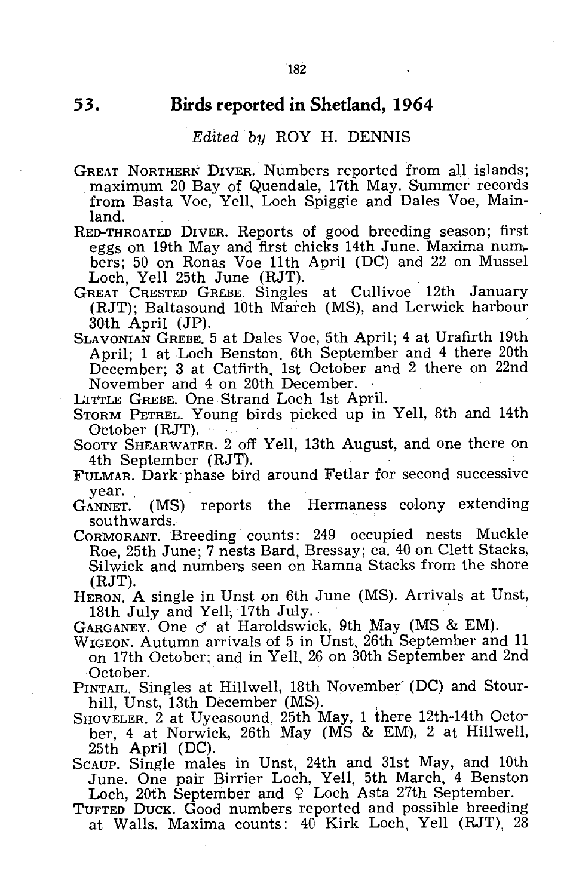## 53. Birds reported in Shetland, 1964

*Edited by* ROY H. DENNIS

GREAT NORTHERN DIVER. Numbers reported from all islands; maximum 20 Bay of Quendale, 17th May. Summer records from Basta Voe, Yell, Loch Spiggie and Dales Voe, Mainland.

RED-THROATED DIVER. Reports of good breeding season; first eggs on 19th May and first chicks 14th June. Maxima numbers; 50 on Ronas Voe 11th April (DC) and 22 on Mussel Loch, Yell 25th June (RJT).

GREAT CRESTED GREBE. Singles at Cullivoe 12th January (RJT); Baltasound 10th March (MS), and Lerwick harbour 30th April (JP).

SLAVONIAN GREBE. 5 at Dales Voe, 5th April; 4 at Urafirth 19th April; 1 at Loch Benston, 6th September and 4 there 20th December; 3 at Catfirth, 1st October and 2 there on 22nd November and 4 on 20th December.

LITTLE GREBE. One Strand Loch 1st April.

STORM PETREL. Young birds picked up in Yell, 8th and 14th October (RJT).

SOOTY SHEARWATER. 2 off Yell, 13th August, and one there on 4th September (RJT).

FULMAR. Dark phase bird around Fetlar for second successive year.

GANNET. (MS) reports the Hermaness colony extending southwards.

CORMORANT. Breeding counts: 249 occupied nests Muckle Roe, 25th June; 7 nests Bard, Bressay; ca. 40 on Clett Stacks, Silwick and numbers seen on Ramna Stacks from the shore (RJT).

HERON. A single in Unst on 6th June (MS). Arrivals at Unst, 18th July and Yell, 17th July.

GARGANEY. One ♂ at Haroldswick, 9th May (MS & EM).

WIGEON. Autumn arrivals of 5 in Unst, 26th September and 11 on 17th October; and in Yell, 26 on 30th September and 2nd October.

PINTAIL. Singles at Hillwell, 18th November (DC) and Stourhill, Unst, 13th December (MS).

SHOVELER. 2 at Uyeasound, 25th May, 1 there 12th-14th October, 4 at Norwick, 26th May (MS & EM), 2 at Hillwell, 25th April (DC).

SCAUP. Single males in Unst, 24th and 31st May, and 10th June. One pair Birrier Loch, Yell, 5th March, 4 Benston Loch, 20th September and ♀ Loch Asta 27th September.

TUFTED DUCK. Good numbers reported and possible breeding at Walls. Maxima counts: 40 Kirk Loch, Yell (RJT), 28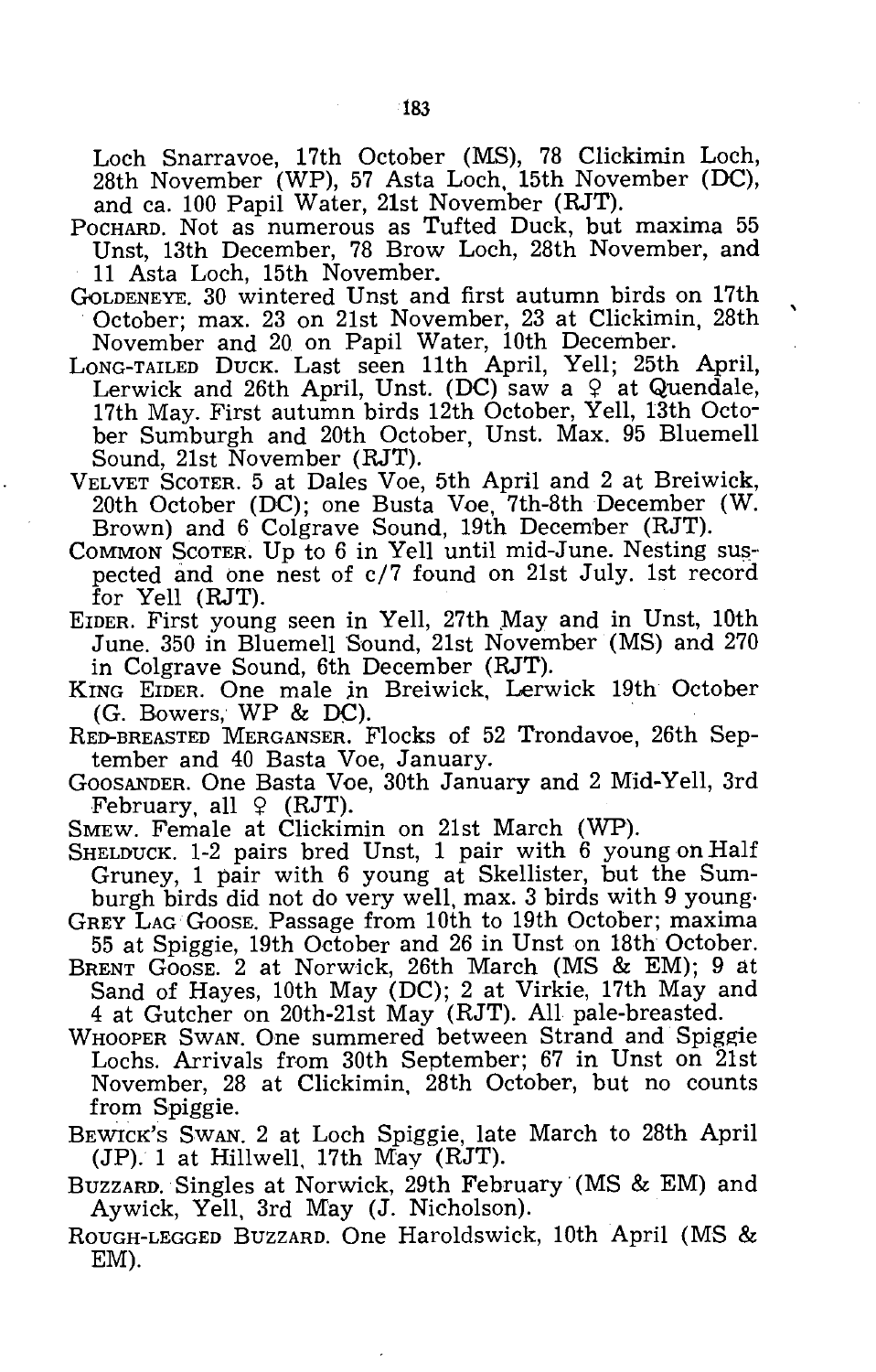Loch Snarravoe, 17th October (MS), 78 Clickimin Loch, 28th November (WP), 57 Asta Loch, 15th November (DC), and ca. 100 Papil Water, 21st November (RJT).

POCHARD. Not as numerous as Tufted Duck, but maxima 55 Unst, 13th December, 78 Brow Loch, 28th November, and 11 Asta Loch, 15th November.

GOLDENEYE. 30 wintered Unst and first autumn birds on 17th October; max. 23 on 21st November, 23 at Clickimin, 28th November and 20 on Papil Water, 10th December.

LONG-TAILED DUCK. Last seen 11th April, Yell; 25th April, Lerwick and 26th April, Unst. (DC) saw a ♀ at Quendale, 17th May. First autumn birds 12th October, Yell, 13th October Sumburgh and 20th October, Unst. Max. 95 Bluemell Sound, 21st November (RJT).

VELVET SCOTER. 5 at Dales Voe, 5th April and 2 at Breiwick, 20th October (DC); one Busta Voe, 7th-8th December (W. Brown) and 6 Colgrave Sound, 19th December (RJT).

COMMON SCOTER. Up to 6 in Yell until mid-June. Nesting suspected and one nest of c/7 found on 21st July. 1st record for Yell (RJT).

EIDER. First young seen in Yell, 27th May and in Unst, 10th June. 350 in Bluemell Sound, 21st November (MS) and 270 in Colgrave Sound, 6th December (RJT).

KING EIDER. One male in Breiwick, Lerwick 19th October (G. Bowers, WP & DC).

RED-BREASTED MERGANSER. Flocks of 52 Trondavoe, 26th September and 40 Basta Voe, January.

GOOSANDER. One Basta Voe, 30th January and 2 Mid-Yell, 3rd February, all ♀ (RJT).

SMEW. Female at Clickimin on 21st March (WP).

SHELDUCK. 1-2 pairs bred Unst, 1 pair with 6 young on Half Gruney, 1 pair with 6 young at Skellister, but the Sumburgh birds did not do very well, max. 3 birds with 9 young.

GREY LAG GOOSE. Passage from 10th to 19th October; maxima 55 at Spiggie, 19th October and 26 in Unst on 18th October.

BRENT GOOSE. 2 at Norwick, 26th March (MS & EM); 9 at Sand of Hayes, 10th May (DC); 2 at Virkie, 17th May and 4 at Gutcher on 20th-21st May (RJT). All pale-breasted.

WHOOPER SWAN. One summered between Strand and Spiggie Lochs. Arrivals from 30th September; 67 in Unst on 21st November, 28 at Clickimin, 28th October, but no counts from Spiggie.

BEWICK'S SWAN. 2 at Loch Spiggie, late March to 28th April (JP). 1 at Hillwell, 17th May (RJT).

BUZZARD. Singles at Norwick, 29th February (MS & EM) and Aywick, Yell, 3rd May (J. Nicholson).

ROUGH-LEGGED BUZZARD. One Haroldswick, 10th April (MS & EM).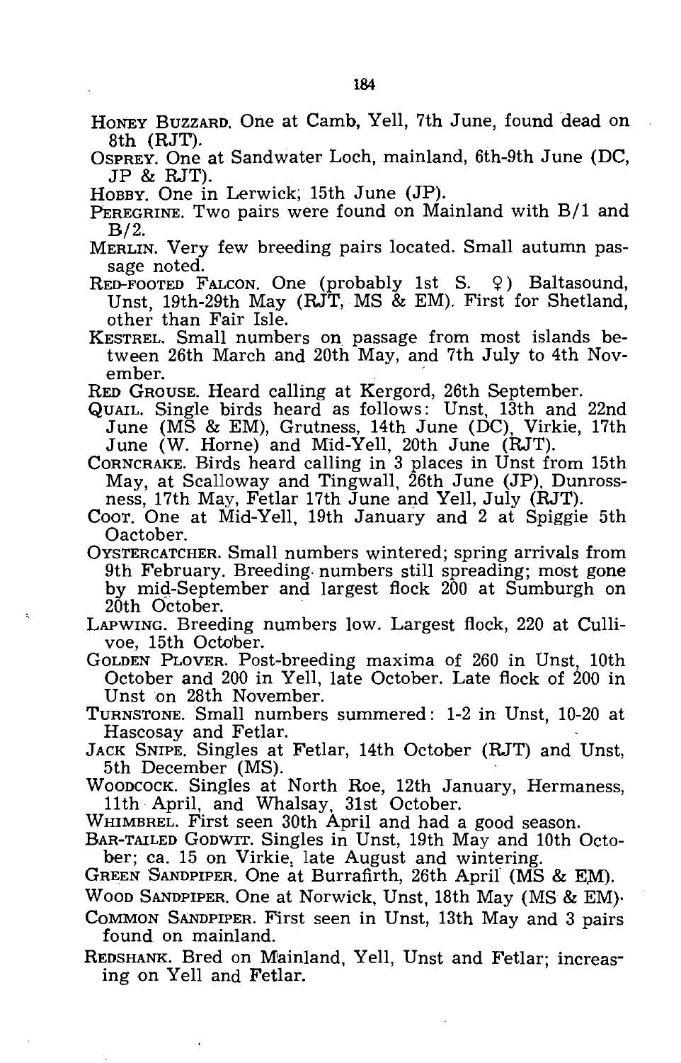HONEY BUZZARD. One at Camb, Yell, 7th June, found dead on 8th (RJT).

OSPREY. One at Sandwater Loch, mainland, 6th-9th June (DC, JP & RJT).

HOBBY. One in Lerwick, 15th June (JP).

PEREGRINE. Two pairs were found on Mainland with B/1 and B/2.

MERLIN. Very few breeding pairs located. Small autumn passage noted.

RED-FOOTED FALCON. One (probably 1st S. ♀) Baltasound, Unst, 19th-29th May (RJT, MS & EM). First for Shetland, other than Fair Isle.

KESTREL. Small numbers on passage from most islands between 26th March and 20th May, and 7th July to 4th November.

RED GROUSE. Heard calling at Kergord, 26th September.

QUAIL. Single birds heard as follows: Unst, 13th and 22nd June (MS & EM), Grutness, 14th June (DC), Virkie, 17th June (W. Horne) and Mid-Yell, 20th June (RJT).

CORNCRAKE. Birds heard calling in 3 places in Unst from 15th May, at Scalloway and Tingwall, 26th June (JP), Dunrossness, 17th May, Fetlar 17th June and Yell, July (RJT).

COOT. One at Mid-Yell, 19th January and 2 at Spiggie 5th Oactober.

OYSTERCATCHER. Small numbers wintered; spring arrivals from 9th February. Breeding numbers still spreading; most gone by mid-September and largest flock 200 at Sumburgh on 20th October.

LAPWING. Breeding numbers low. Largest flock, 220 at Cullivoe, 15th October.

GOLDEN PLOVER. Post-breeding maxima of 260 in Unst, 10th October and 200 in Yell, late October. Late flock of 200 in Unst on 28th November.

TURNSTONE. Small numbers summered: 1-2 in Unst, 10-20 at Hascosay and Fetlar.

JACK SNIPE. Singles at Fetlar, 14th October (RJT) and Unst, 5th December (MS).

WOODCOCK. Singles at North Roe, 12th January, Hermaness, 11th April, and Whalsay, 31st October.

WHIMBREL. First seen 30th April and had a good season.

BAR-TAILED GODWIT. Singles in Unst, 19th May and 10th October; ca. 15 on Virkie, late August and wintering.

GREEN SANDPIPER. One at Burrafirth, 26th April (MS & EM).

WOOD SANDPIPER. One at Norwick, Unst, 18th May (MS & EM).

COMMON SANDPIPER. First seen in Unst, 13th May and 3 pairs found on mainland.

REDSHANK. Bred on Mainland, Yell, Unst and Fetlar; increasing on Yell and Fetlar.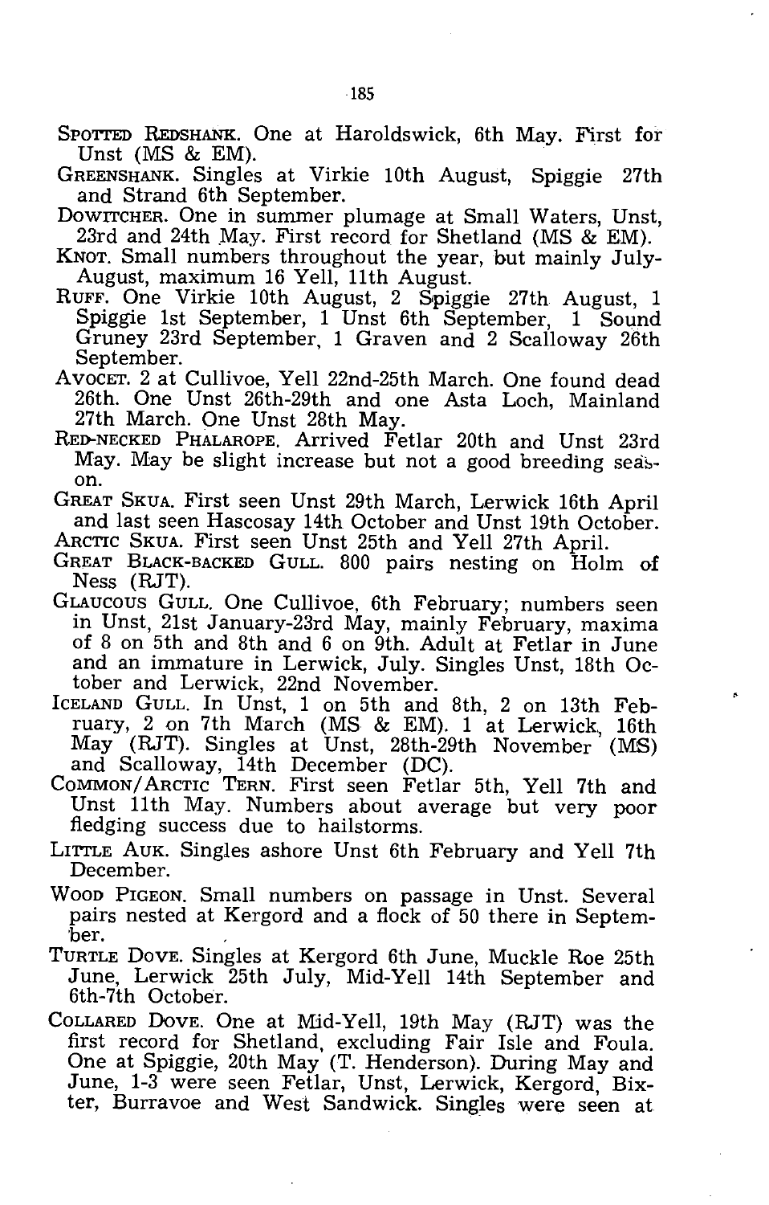SPOTTED REDSHANK. One at Haroldswick, 6th May. First for Unst (MS & EM).

GREENSHANK. Singles at Virkie 10th August, Spiggie 27th and Strand 6th September.

DOWITCHER. One in summer plumage at Small Waters, Unst, 23rd and 24th May. First record for Shetland (MS & EM).

KNOT. Small numbers throughout the year, but mainly July-August, maximum 16 Yell, 11th August.

RUFF. One Virkie 10th August, 2 Spiggie 27th August, 1 Spiggie 1st September, 1 Unst 6th September, 1 Sound Gruney 23rd September, 1 Graven and 2 Scalloway 26th September.

AVOCET. 2 at Cullivoe, Yell 22nd-25th March. One found dead 26th. One Unst 26th-29th and one Asta Loch, Mainland 27th March. One Unst 28th May.

RED-NECKED PHALAROPE. Arrived Fetlar 20th and Unst 23rd May. May be slight increase but not a good breeding season.

GREAT SKUA. First seen Unst 29th March, Lerwick 16th April and last seen Hascosay 14th October and Unst 19th October.

ARCTIC SKUA. First seen Unst 25th and Yell 27th April.

GREAT BLACK-BACKED GULL. 800 pairs nesting on Holm of Ness (RJT).

GLAUCOUS GULL. One Cullivoe, 6th February; numbers seen in Unst, 21st January-23rd May, mainly February, maxima of 8 on 5th and 8th and 6 on 9th. Adult at Fetlar in June and an immature in Lerwick, July. Singles Unst, 18th October and Lerwick, 22nd November.

ICELAND GULL. In Unst, 1 on 5th and 8th, 2 on 13th February, 2 on 7th March (MS & EM). 1 at Lerwick, 16th May (RJT). Singles at Unst, 28th-29th November (MS) and Scalloway, 14th December (DC).

COMMON/ARCTIC TERN. First seen Fetlar 5th, Yell 7th and Unst 11th May. Numbers about average but very poor fledging success due to hailstorms.

LITTLE AUK. Singles ashore Unst 6th February and Yell 7th December.

WOOD PIGEON. Small numbers on passage in Unst. Several pairs nested at Kergord and a flock of 50 there in September.

TURTLE DOVE. Singles at Kergord 6th June, Muckle Roe 25th June, Lerwick 25th July, Mid-Yell 14th September and 6th-7th October.

COLLARED DOVE. One at Mid-Yell, 19th May (RJT) was the first record for Shetland, excluding Fair Isle and Foula. One at Spiggie, 20th May (T. Henderson). During May and June, 1-3 were seen Fetlar, Unst, Lerwick, Kergord, Bixter, Burravoe and West Sandwick. Singles were seen at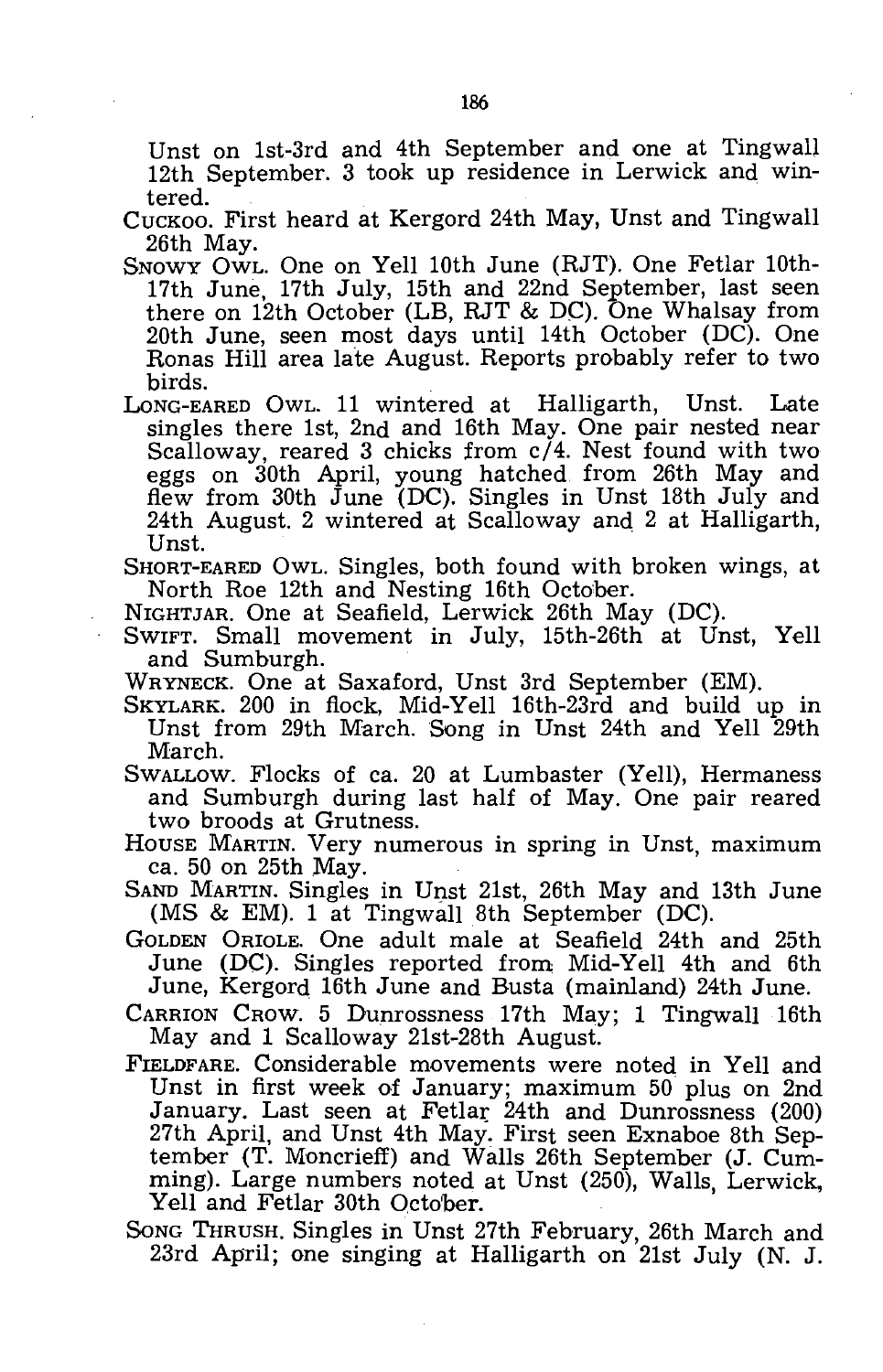Unst on 1st-3rd and 4th September and one at Tingwall 12th September. 3 took up residence in Lerwick and wintered.

CUCKOO. First heard at Kergord 24th May, Unst and Tingwall 26th May.

SNOWY OWL. One on Yell 10th June (RJT). One Fetlar 10th-17th June, 17th July, 15th and 22nd September, last seen there on 12th October (LB, RJT & DC). One Whalsay from 20th June, seen most days until 14th October (DC). One Ronas Hill area late August. Reports probably refer to two birds.

LONG-EARED OWL. 11 wintered at Halligarth, Unst. Late singles there 1st, 2nd and 16th May. One pair nested near Scalloway, reared 3 chicks from c/4. Nest found with two eggs on 30th April, young hatched from 26th May and flew from 30th June (DC). Singles in Unst 18th July and 24th August. 2 wintered at Scalloway and 2 at Halligarth, Unst.

SHORT-EARED OWL. Singles, both found with broken wings, at North Roe 12th and Nesting 16th October.

NIGHTJAR. One at Seafield, Lerwick 26th May (DC).

SWIFT. Small movement in July, 15th-26th at Unst, Yell and Sumburgh.

WRYNECK. One at Saxaford, Unst 3rd September (EM).

SKYLARK. 200 in flock, Mid-Yell 16th-23rd and build up in Unst from 29th March. Song in Unst 24th and Yell 29th March.

SWALLOW. Flocks of ca. 20 at Lumbaster (Yell), Hermaness and Sumburgh during last half of May. One pair reared two broods at Grutness.

HOUSE MARTIN. Very numerous in spring in Unst, maximum ca. 50 on 25th May.

SAND MARTIN. Singles in Unst 21st, 26th May and 13th June (MS & EM). 1 at Tingwall 8th September (DC).

GOLDEN ORIOLE. One adult male at Seafield 24th and 25th June (DC). Singles reported from Mid-Yell 4th and 6th June, Kergord 16th June and Busta (mainland) 24th June.

CARRION CROW. 5 Dunrossness 17th May; 1 Tingwall 16th May and 1 Scalloway 21st-28th August.

FIELDFARE. Considerable movements were noted in Yell and Unst in first week of January; maximum 50 plus on 2nd January. Last seen at Fetlar 24th and Dunrossness (200) 27th April, and Unst 4th May. First seen Exnaboe 8th September (T. Moncrieff) and Walls 26th September (J. Cumming). Large numbers noted at Unst (250), Walls, Lerwick, Yell and Fetlar 30th October.

SONG THRUSH. Singles in Unst 27th February, 26th March and 23rd April; one singing at Halligarth on 21st July (N. J.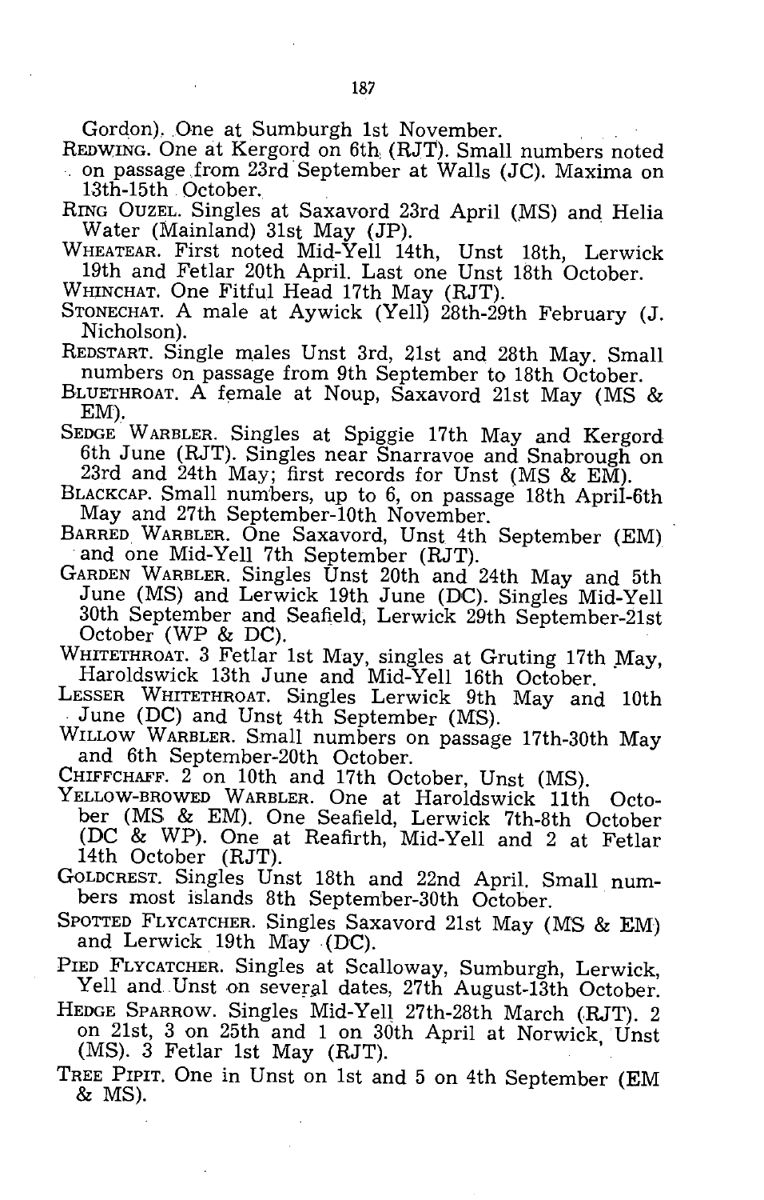Gordon). One at Sumburgh 1st November.

Redwing. One at Kergord on 6th (RJT). Small numbers noted on passage from 23rd September at Walls (JC). Maxima on 13th-15th October.

Ring Ouzel. Singles at Saxavord 23rd April (MS) and Helia Water (Mainland) 31st May (JP).

Wheatear. First noted Mid-Yell 14th, Unst 18th, Lerwick 19th and Fetlar 20th April. Last one Unst 18th October.

Whinchat. One Fitful Head 17th May (RJT).

Stonechat. A male at Aywick (Yell) 28th-29th February (J. Nicholson).

Redstart. Single males Unst 3rd, 21st and 28th May. Small numbers on passage from 9th September to 18th October.

Bluethroat. A female at Noup, Saxavord 21st May (MS & EM).

Sedge Warbler. Singles at Spiggie 17th May and Kergord 6th June (RJT). Singles near Snarravoe and Snabrough on 23rd and 24th May; first records for Unst (MS & EM).

Blackcap. Small numbers, up to 6, on passage 18th April-6th May and 27th September-10th November.

Barred Warbler. One Saxavord, Unst 4th September (EM) and one Mid-Yell 7th September (RJT).

Garden Warbler. Singles Unst 20th and 24th May and 5th June (MS) and Lerwick 19th June (DC). Singles Mid-Yell 30th September and Seafield, Lerwick 29th September-21st October (WP & DC).

Whitethroat. 3 Fetlar 1st May, singles at Gruting 17th May, Haroldswick 13th June and Mid-Yell 16th October.

Lesser Whitethroat. Singles Lerwick 9th May and 10th June (DC) and Unst 4th September (MS).

Willow Warbler. Small numbers on passage 17th-30th May and 6th September-20th October.

Chiffchaff. 2 on 10th and 17th October, Unst (MS).

Yellow-browed Warbler. One at Haroldswick 11th October (MS & EM). One Seafield, Lerwick 7th-8th October (DC & WP). One at Reafirth, Mid-Yell and 2 at Fetlar 14th October (RJT).

Goldcrest. Singles Unst 18th and 22nd April. Small numbers most islands 8th September-30th October.

Spotted Flycatcher. Singles Saxavord 21st May (MS & EM) and Lerwick 19th May (DC).

Pied Flycatcher. Singles at Scalloway, Sumburgh, Lerwick, Yell and Unst on several dates, 27th August-13th October.

Hedge Sparrow. Singles Mid-Yell 27th-28th March (RJT). 2 on 21st, 3 on 25th and 1 on 30th April at Norwick, Unst (MS). 3 Fetlar 1st May (RJT).

Tree Pipit. One in Unst on 1st and 5 on 4th September (EM & MS).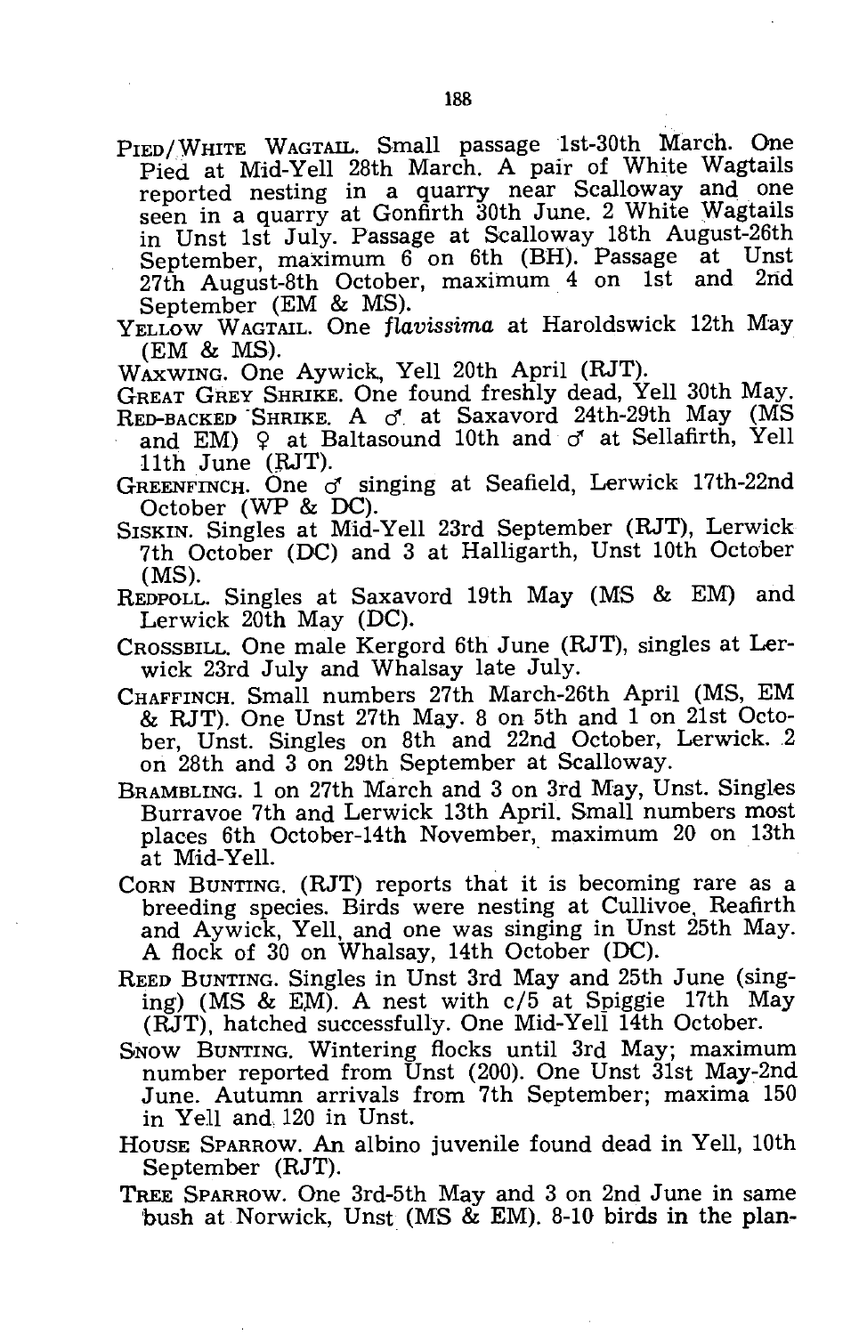PIED/WHITE WAGTAIL. Small passage 1st-30th March. One Pied at Mid-Yell 28th March. A pair of White Wagtails reported nesting in a quarry near Scalloway and one seen in a quarry at Gonfirth 30th June. 2 White Wagtails in Unst 1st July. Passage at Scalloway 18th August-26th September, maximum 6 on 6th (BH). Passage at Unst 27th August-8th October, maximum 4 on 1st and 2nd September (EM & MS).

YELLOW WAGTAIL. One *flavissima* at Haroldswick 12th May (EM & MS).

WAXWING. One Aywick, Yell 20th April (RJT).

GREAT GREY SHRIKE. One found freshly dead, Yell 30th May.

RED-BACKED SHRIKE. A ♂ at Saxavord 24th-29th May (MS and EM) ♀ at Baltasound 10th and ♂ at Sellafirth, Yell 11th June (RJT).

GREENFINCH. One ♂ singing at Seafield, Lerwick 17th-22nd October (WP & DC).

SISKIN. Singles at Mid-Yell 23rd September (RJT), Lerwick 7th October (DC) and 3 at Halligarth, Unst 10th October (MS).

REDPOLL. Singles at Saxavord 19th May (MS & EM) and Lerwick 20th May (DC).

CROSSBILL. One male Kergord 6th June (RJT), singles at Lerwick 23rd July and Whalsay late July.

CHAFFINCH. Small numbers 27th March-26th April (MS, EM & RJT). One Unst 27th May. 8 on 5th and 1 on 21st October, Unst. Singles on 8th and 22nd October, Lerwick. 2 on 28th and 3 on 29th September at Scalloway.

BRAMBLING. 1 on 27th March and 3 on 3rd May, Unst. Singles Burravoe 7th and Lerwick 13th April. Small numbers most places 6th October-14th November, maximum 20 on 13th at Mid-Yell.

CORN BUNTING. (RJT) reports that it is becoming rare as a breeding species. Birds were nesting at Cullivoe, Reafirth and Aywick, Yell, and one was singing in Unst 25th May. A flock of 30 on Whalsay, 14th October (DC).

REED BUNTING. Singles in Unst 3rd May and 25th June (singing) (MS & EM). A nest with c/5 at Spiggie 17th May (RJT), hatched successfully. One Mid-Yell 14th October.

SNOW BUNTING. Wintering flocks until 3rd May; maximum number reported from Unst (200). One Unst 31st May-2nd June. Autumn arrivals from 7th September; maxima 150 in Yell and 120 in Unst.

HOUSE SPARROW. An albino juvenile found dead in Yell, 10th September (RJT).

TREE SPARROW. One 3rd-5th May and 3 on 2nd June in same bush at Norwick, Unst (MS & EM). 8-10 birds in the plan-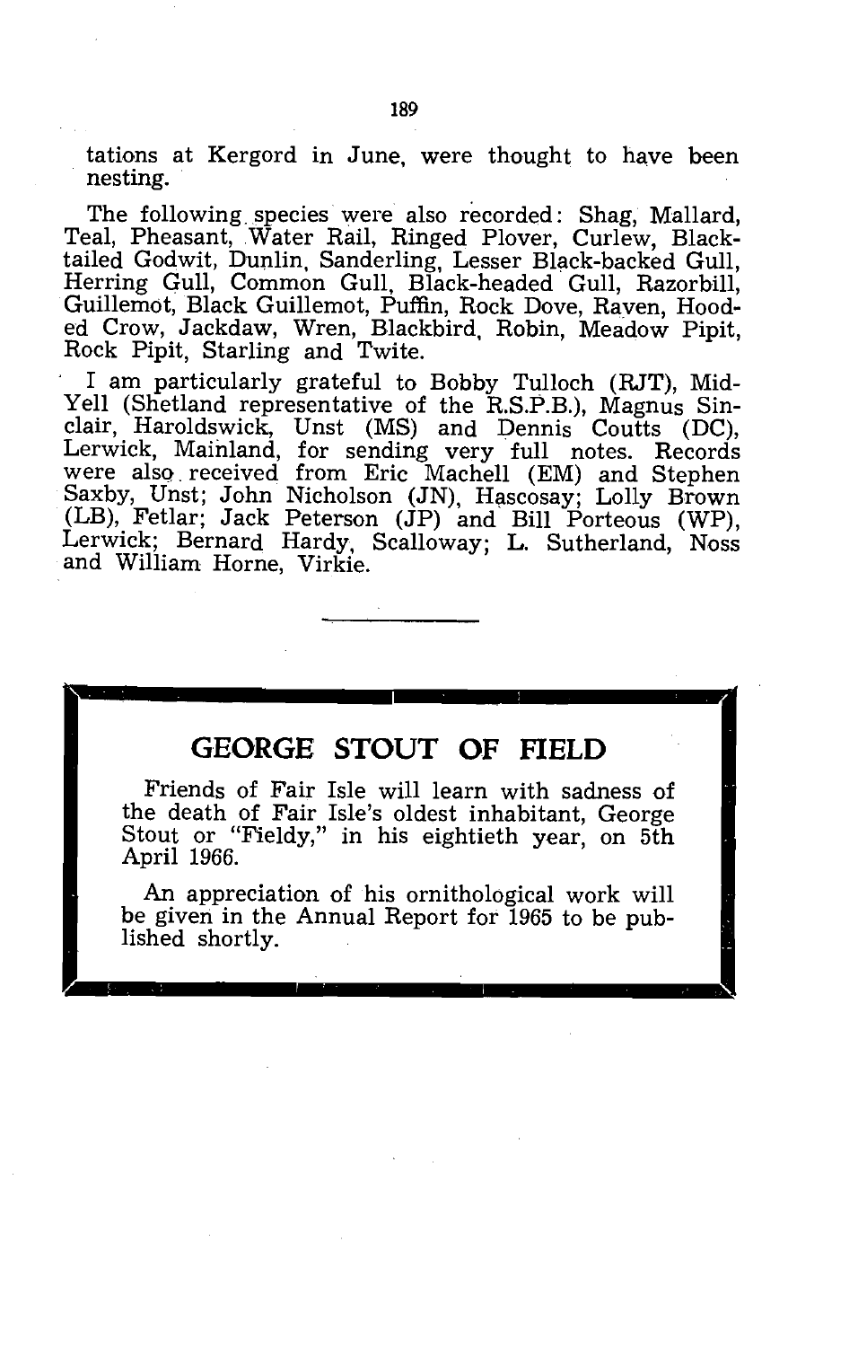tations at Kergord in June, were thought to have been nesting.

The following species were also recorded: Shag, Mallard, Teal, Pheasant, Water Rail, Ringed Plover, Curlew, Black-tailed Godwit, Dunlin, Sanderling, Lesser Black-backed Gull, Herring Gull, Common Gull, Black-headed Gull, Razorbill, Guillemot, Black Guillemot, Puffin, Rock Dove, Raven, Hooded Crow, Jackdaw, Wren, Blackbird, Robin, Meadow Pipit, Rock Pipit, Starling and Twite.

I am particularly grateful to Bobby Tulloch (RJT), Mid-Yell (Shetland representative of the R.S.P.B.), Magnus Sinclair, Haroldswick, Unst (MS) and Dennis Coutts (DC), Lerwick, Mainland, for sending very full notes. Records were also received from Eric Machell (EM) and Stephen Saxby, Unst; John Nicholson (JN), Hascosay; Lolly Brown (LB), Fetlar; Jack Peterson (JP) and Bill Porteous (WP), Lerwick; Bernard Hardy, Scalloway; L. Sutherland, Noss and William Horne, Virkie.

---

## GEORGE STOUT OF FIELD

Friends of Fair Isle will learn with sadness of the death of Fair Isle's oldest inhabitant, George Stout or "Fieldy," in his eightieth year, on 5th April 1966.

An appreciation of his ornithological work will be given in the Annual Report for 1965 to be published shortly.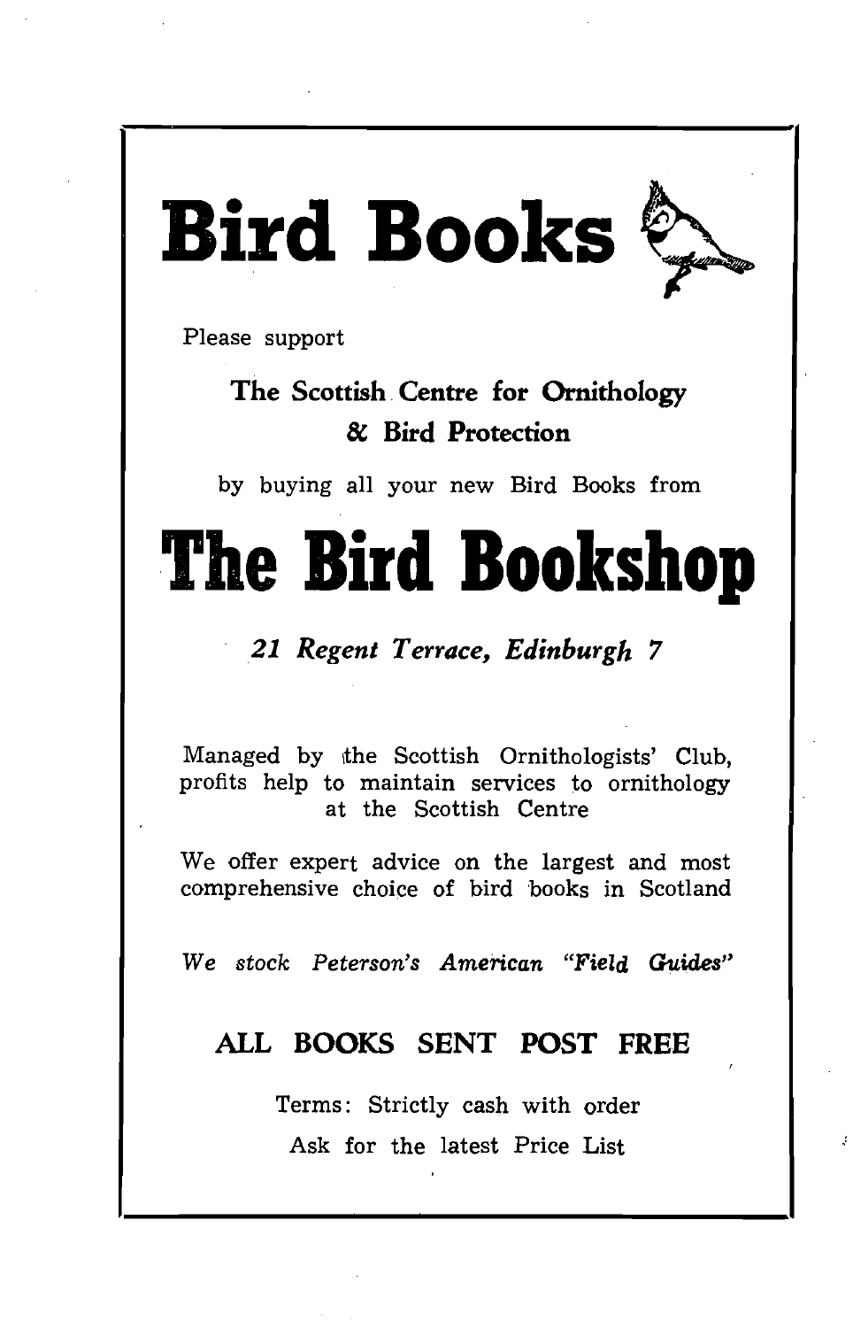# Bird Books

Please support

**The Scottish Centre for Ornithology & Bird Protection**

by buying all your new Bird Books from

# The Bird Bookshop

*21 Regent Terrace, Edinburgh 7*

Managed by the Scottish Ornithologists' Club, profits help to maintain services to ornithology at the Scottish Centre

We offer expert advice on the largest and most comprehensive choice of bird books in Scotland

*We stock Peterson's American "Field Guides"*

**ALL BOOKS SENT POST FREE**

Terms: Strictly cash with order

Ask for the latest Price List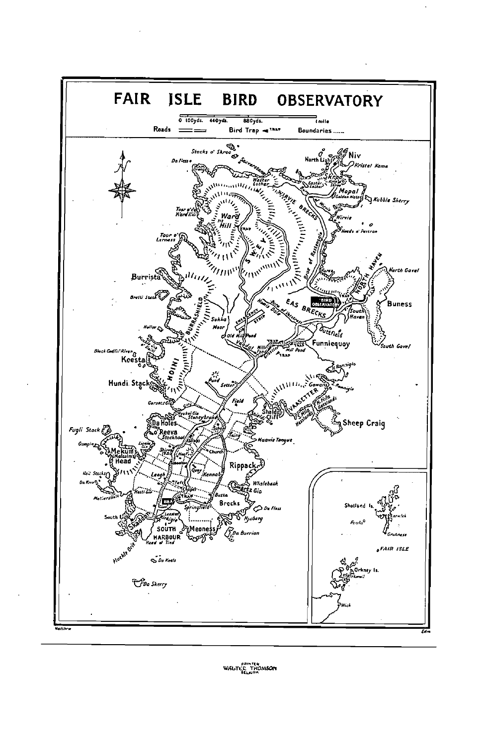# FAIR ISLE BIRD OBSERVATORY

0 100yds. 440yds. 880yds. 1 mile

Roads — Bird Trap — Boundaries ......

PRINTER
WALTER THOMSON
SELKIRK